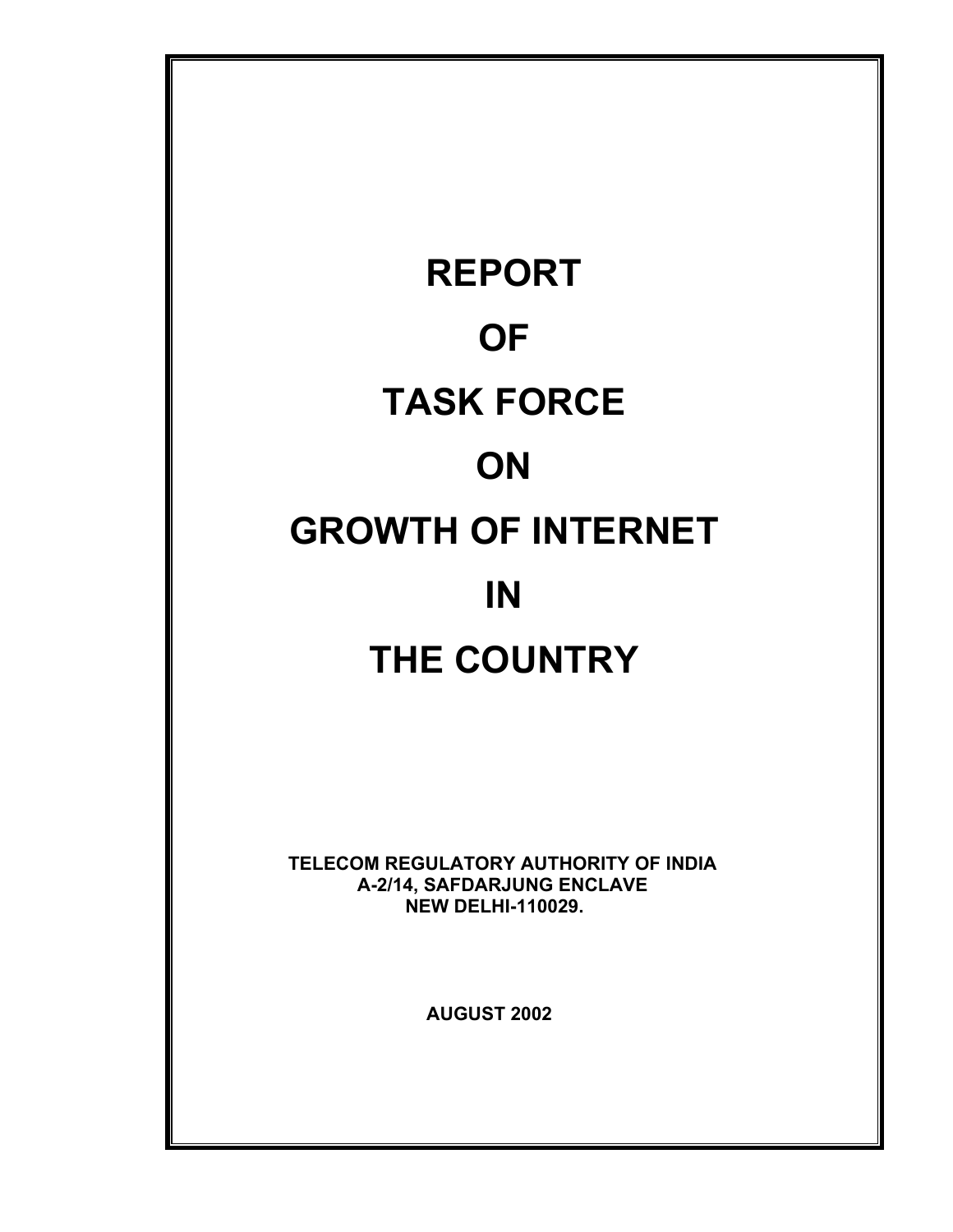# REPORT OF TASK FORCE ON GROWTH OF INTERNET IN THE COUNTRY

**TELECOM REGULATORY AUTHORITY OF INDIA**
**A-2/14, SAFDARJUNG ENCLAVE**
**NEW DELHI-110029.**

**AUGUST 2002**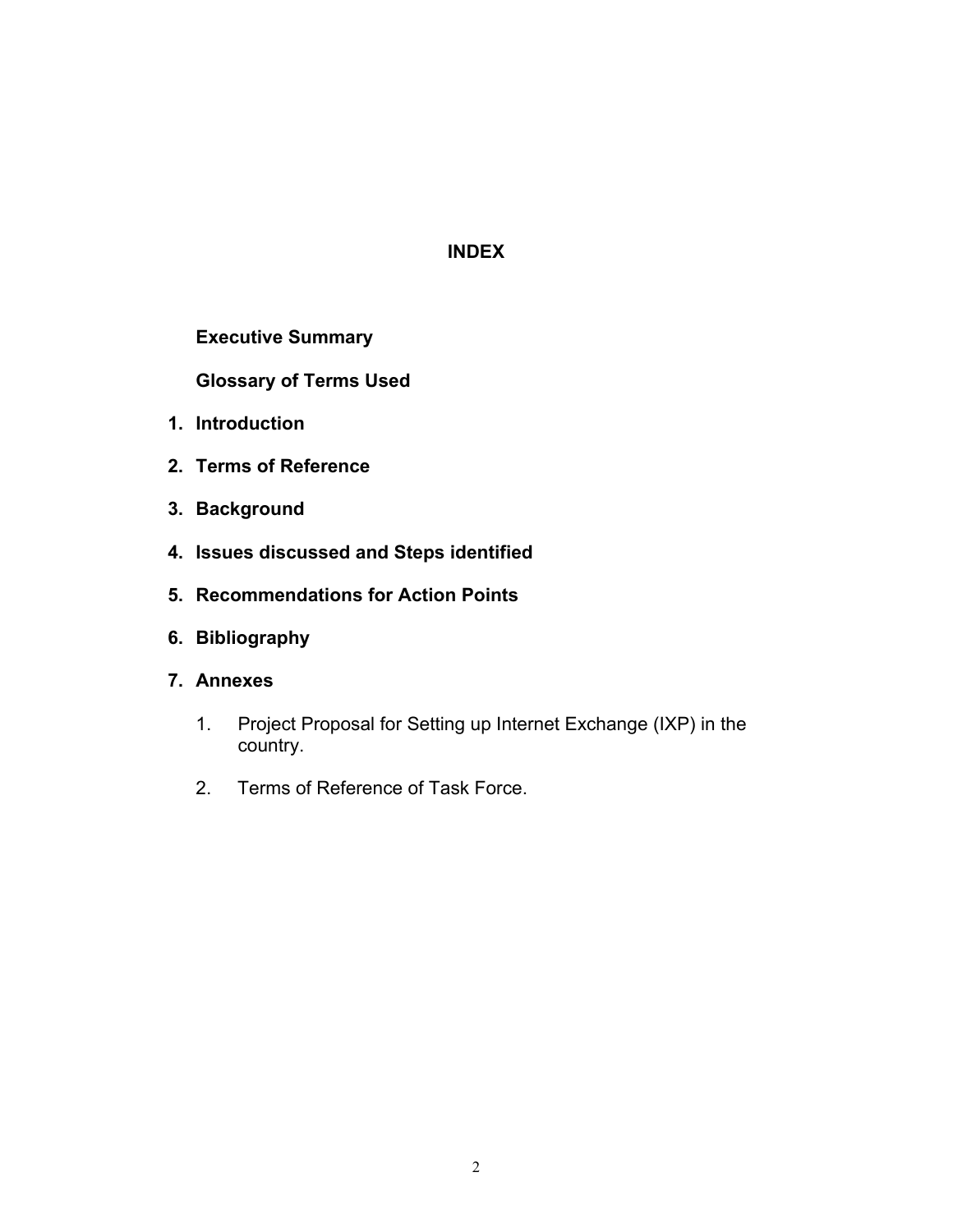# INDEX

**Executive Summary**

**Glossary of Terms Used**

1. **Introduction**
2. **Terms of Reference**
3. **Background**
4. **Issues discussed and Steps identified**
5. **Recommendations for Action Points**
6. **Bibliography**
7. **Annexes**
    1. Project Proposal for Setting up Internet Exchange (IXP) in the country.
    2. Terms of Reference of Task Force.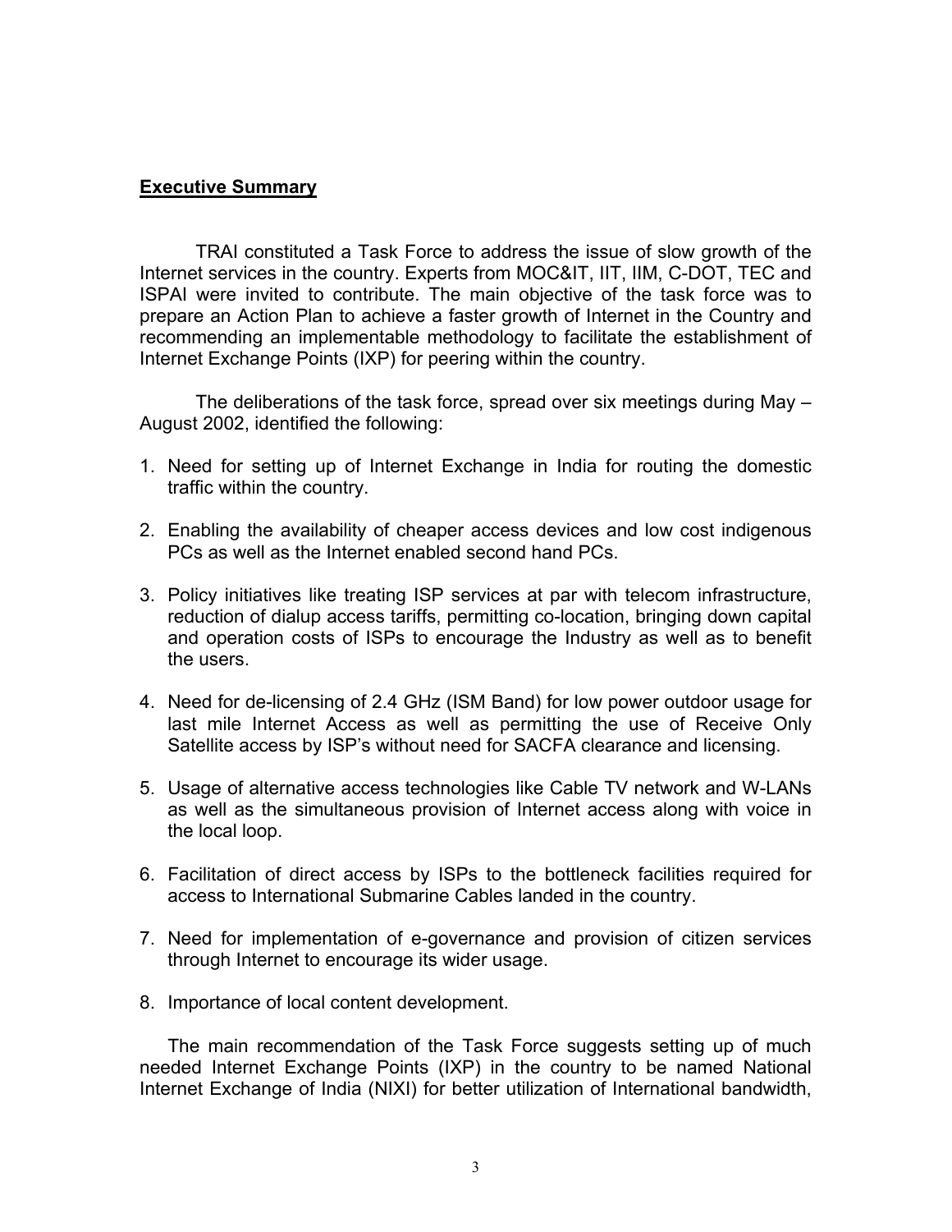## Executive Summary

TRAI constituted a Task Force to address the issue of slow growth of the Internet services in the country. Experts from MOC&IT, IIT, IIM, C-DOT, TEC and ISPAI were invited to contribute. The main objective of the task force was to prepare an Action Plan to achieve a faster growth of Internet in the Country and recommending an implementable methodology to facilitate the establishment of Internet Exchange Points (IXP) for peering within the country.

The deliberations of the task force, spread over six meetings during May – August 2002, identified the following:

1. Need for setting up of Internet Exchange in India for routing the domestic traffic within the country.

2. Enabling the availability of cheaper access devices and low cost indigenous PCs as well as the Internet enabled second hand PCs.

3. Policy initiatives like treating ISP services at par with telecom infrastructure, reduction of dialup access tariffs, permitting co-location, bringing down capital and operation costs of ISPs to encourage the Industry as well as to benefit the users.

4. Need for de-licensing of 2.4 GHz (ISM Band) for low power outdoor usage for last mile Internet Access as well as permitting the use of Receive Only Satellite access by ISP's without need for SACFA clearance and licensing.

5. Usage of alternative access technologies like Cable TV network and W-LANs as well as the simultaneous provision of Internet access along with voice in the local loop.

6. Facilitation of direct access by ISPs to the bottleneck facilities required for access to International Submarine Cables landed in the country.

7. Need for implementation of e-governance and provision of citizen services through Internet to encourage its wider usage.

8. Importance of local content development.

The main recommendation of the Task Force suggests setting up of much needed Internet Exchange Points (IXP) in the country to be named National Internet Exchange of India (NIXI) for better utilization of International bandwidth,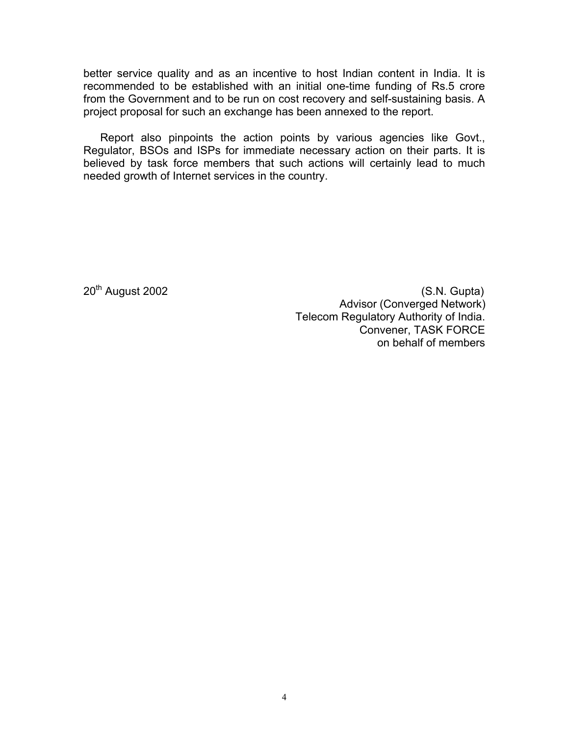better service quality and as an incentive to host Indian content in India. It is recommended to be established with an initial one-time funding of Rs.5 crore from the Government and to be run on cost recovery and self-sustaining basis. A project proposal for such an exchange has been annexed to the report.

Report also pinpoints the action points by various agencies like Govt., Regulator, BSOs and ISPs for immediate necessary action on their parts. It is believed by task force members that such actions will certainly lead to much needed growth of Internet services in the country.

20th August 2002

(S.N. Gupta)
Advisor (Converged Network)
Telecom Regulatory Authority of India.
Convener, TASK FORCE
on behalf of members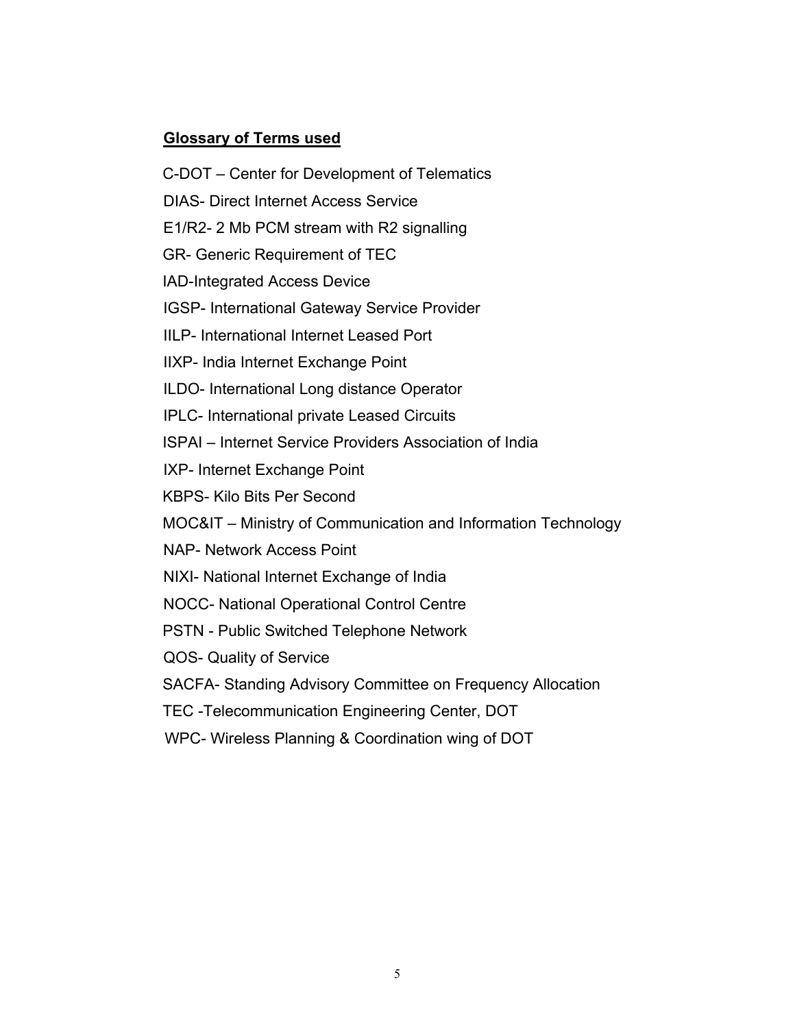**Glossary of Terms used**

C-DOT – Center for Development of Telematics

DIAS- Direct Internet Access Service

E1/R2- 2 Mb PCM stream with R2 signalling

GR- Generic Requirement of TEC

IAD-Integrated Access Device

IGSP- International Gateway Service Provider

IILP- International Internet Leased Port

IIXP- India Internet Exchange Point

ILDO- International Long distance Operator

IPLC- International private Leased Circuits

ISPAI – Internet Service Providers Association of India

IXP- Internet Exchange Point

KBPS- Kilo Bits Per Second

MOC&IT – Ministry of Communication and Information Technology

NAP- Network Access Point

NIXI- National Internet Exchange of India

NOCC- National Operational Control Centre

PSTN - Public Switched Telephone Network

QOS- Quality of Service

SACFA- Standing Advisory Committee on Frequency Allocation

TEC -Telecommunication Engineering Center, DOT

WPC- Wireless Planning & Coordination wing of DOT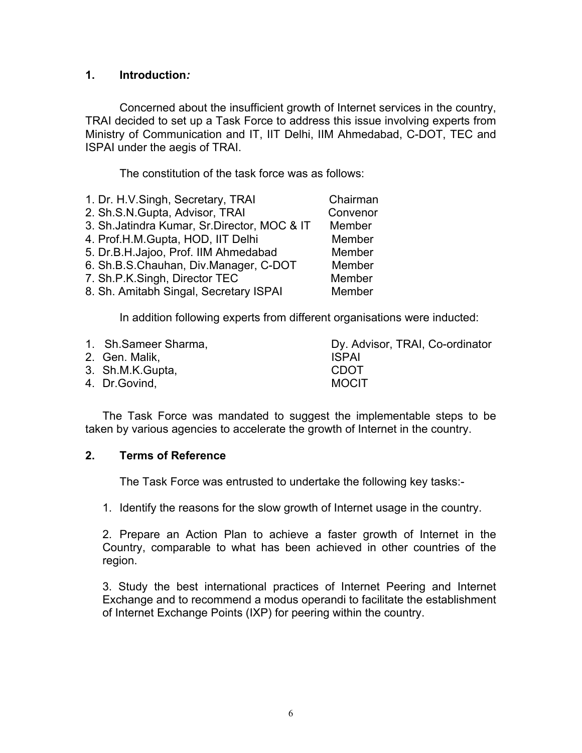## 1. Introduction*:*

Concerned about the insufficient growth of Internet services in the country, TRAI decided to set up a Task Force to address this issue involving experts from Ministry of Communication and IT, IIT Delhi, IIM Ahmedabad, C-DOT, TEC and ISPAI under the aegis of TRAI.

The constitution of the task force was as follows:

| | |
|---|---|
| 1. Dr. H.V.Singh, Secretary, TRAI | Chairman |
| 2. Sh.S.N.Gupta, Advisor, TRAI | Convenor |
| 3. Sh.Jatindra Kumar, Sr.Director, MOC & IT | Member |
| 4. Prof.H.M.Gupta, HOD, IIT Delhi | Member |
| 5. Dr.B.H.Jajoo, Prof. IIM Ahmedabad | Member |
| 6. Sh.B.S.Chauhan, Div.Manager, C-DOT | Member |
| 7. Sh.P.K.Singh, Director TEC | Member |
| 8. Sh. Amitabh Singal, Secretary ISPAI | Member |

In addition following experts from different organisations were inducted:

| | |
|---|---|
| 1. Sh.Sameer Sharma, | Dy. Advisor, TRAI, Co-ordinator |
| 2. Gen. Malik, | ISPAI |
| 3. Sh.M.K.Gupta, | CDOT |
| 4. Dr.Govind, | MOCIT |

The Task Force was mandated to suggest the implementable steps to be taken by various agencies to accelerate the growth of Internet in the country.

## 2. Terms of Reference

The Task Force was entrusted to undertake the following key tasks:-

1. Identify the reasons for the slow growth of Internet usage in the country.

2. Prepare an Action Plan to achieve a faster growth of Internet in the Country, comparable to what has been achieved in other countries of the region.

3. Study the best international practices of Internet Peering and Internet Exchange and to recommend a modus operandi to facilitate the establishment of Internet Exchange Points (IXP) for peering within the country.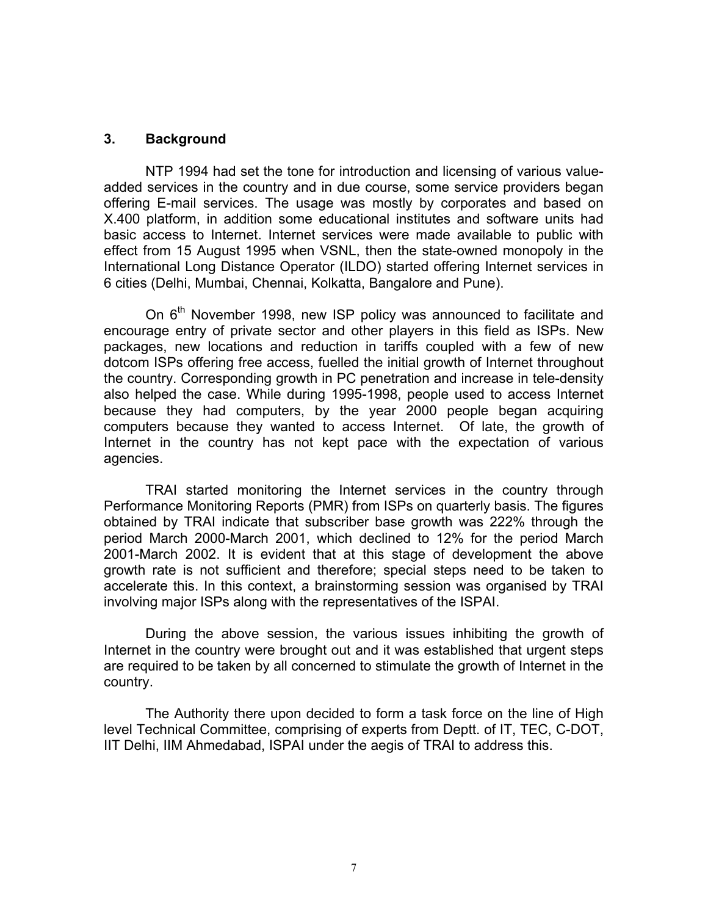## 3. Background

NTP 1994 had set the tone for introduction and licensing of various value-added services in the country and in due course, some service providers began offering E-mail services. The usage was mostly by corporates and based on X.400 platform, in addition some educational institutes and software units had basic access to Internet. Internet services were made available to public with effect from 15 August 1995 when VSNL, then the state-owned monopoly in the International Long Distance Operator (ILDO) started offering Internet services in 6 cities (Delhi, Mumbai, Chennai, Kolkatta, Bangalore and Pune).

On 6th November 1998, new ISP policy was announced to facilitate and encourage entry of private sector and other players in this field as ISPs. New packages, new locations and reduction in tariffs coupled with a few of new dotcom ISPs offering free access, fuelled the initial growth of Internet throughout the country. Corresponding growth in PC penetration and increase in tele-density also helped the case. While during 1995-1998, people used to access Internet because they had computers, by the year 2000 people began acquiring computers because they wanted to access Internet. Of late, the growth of Internet in the country has not kept pace with the expectation of various agencies.

TRAI started monitoring the Internet services in the country through Performance Monitoring Reports (PMR) from ISPs on quarterly basis. The figures obtained by TRAI indicate that subscriber base growth was 222% through the period March 2000-March 2001, which declined to 12% for the period March 2001-March 2002. It is evident that at this stage of development the above growth rate is not sufficient and therefore; special steps need to be taken to accelerate this. In this context, a brainstorming session was organised by TRAI involving major ISPs along with the representatives of the ISPAI.

During the above session, the various issues inhibiting the growth of Internet in the country were brought out and it was established that urgent steps are required to be taken by all concerned to stimulate the growth of Internet in the country.

The Authority there upon decided to form a task force on the line of High level Technical Committee, comprising of experts from Deptt. of IT, TEC, C-DOT, IIT Delhi, IIM Ahmedabad, ISPAI under the aegis of TRAI to address this.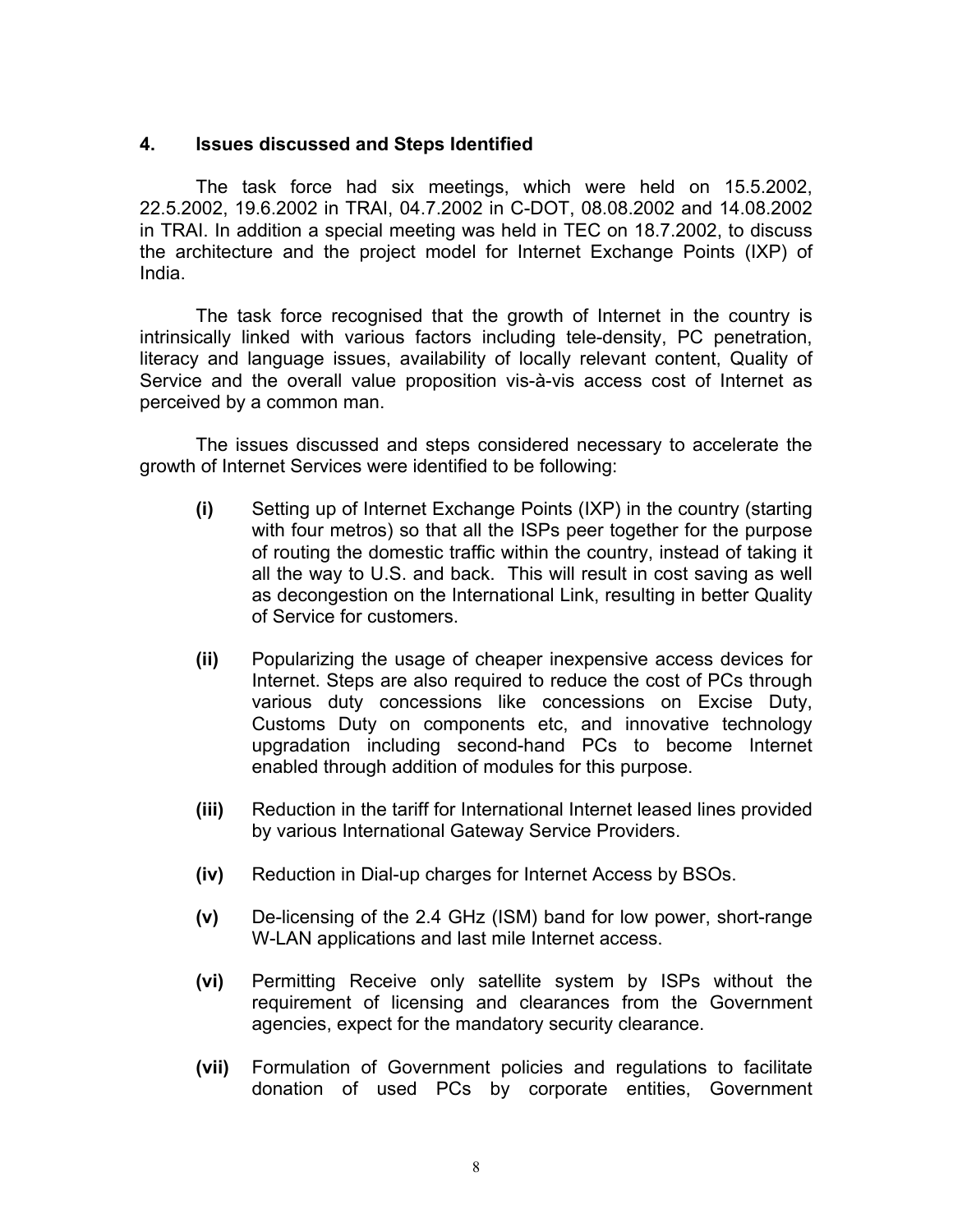## 4. Issues discussed and Steps Identified

The task force had six meetings, which were held on 15.5.2002, 22.5.2002, 19.6.2002 in TRAI, 04.7.2002 in C-DOT, 08.08.2002 and 14.08.2002 in TRAI. In addition a special meeting was held in TEC on 18.7.2002, to discuss the architecture and the project model for Internet Exchange Points (IXP) of India.

The task force recognised that the growth of Internet in the country is intrinsically linked with various factors including tele-density, PC penetration, literacy and language issues, availability of locally relevant content, Quality of Service and the overall value proposition vis-à-vis access cost of Internet as perceived by a common man.

The issues discussed and steps considered necessary to accelerate the growth of Internet Services were identified to be following:

**(i)** Setting up of Internet Exchange Points (IXP) in the country (starting with four metros) so that all the ISPs peer together for the purpose of routing the domestic traffic within the country, instead of taking it all the way to U.S. and back. This will result in cost saving as well as decongestion on the International Link, resulting in better Quality of Service for customers.

**(ii)** Popularizing the usage of cheaper inexpensive access devices for Internet. Steps are also required to reduce the cost of PCs through various duty concessions like concessions on Excise Duty, Customs Duty on components etc, and innovative technology upgradation including second-hand PCs to become Internet enabled through addition of modules for this purpose.

**(iii)** Reduction in the tariff for International Internet leased lines provided by various International Gateway Service Providers.

**(iv)** Reduction in Dial-up charges for Internet Access by BSOs.

**(v)** De-licensing of the 2.4 GHz (ISM) band for low power, short-range W-LAN applications and last mile Internet access.

**(vi)** Permitting Receive only satellite system by ISPs without the requirement of licensing and clearances from the Government agencies, expect for the mandatory security clearance.

**(vii)** Formulation of Government policies and regulations to facilitate donation of used PCs by corporate entities, Government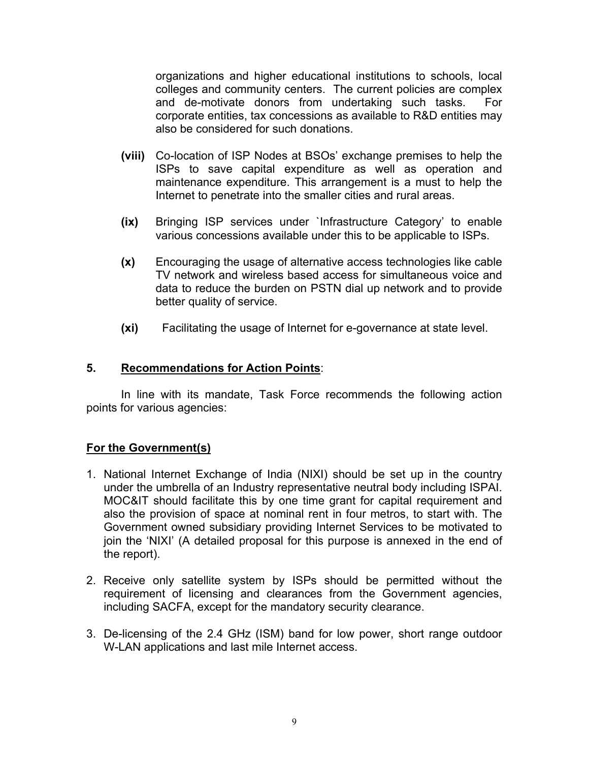organizations and higher educational institutions to schools, local colleges and community centers. The current policies are complex and de-motivate donors from undertaking such tasks. For corporate entities, tax concessions as available to R&D entities may also be considered for such donations.

**(viii)** Co-location of ISP Nodes at BSOs' exchange premises to help the ISPs to save capital expenditure as well as operation and maintenance expenditure. This arrangement is a must to help the Internet to penetrate into the smaller cities and rural areas.

**(ix)** Bringing ISP services under `Infrastructure Category' to enable various concessions available under this to be applicable to ISPs.

**(x)** Encouraging the usage of alternative access technologies like cable TV network and wireless based access for simultaneous voice and data to reduce the burden on PSTN dial up network and to provide better quality of service.

**(xi)** Facilitating the usage of Internet for e-governance at state level.

## 5. <u>Recommendations for Action Points</u>:

In line with its mandate, Task Force recommends the following action points for various agencies:

### <u>For the Government(s)</u>

1. National Internet Exchange of India (NIXI) should be set up in the country under the umbrella of an Industry representative neutral body including ISPAI. MOC&IT should facilitate this by one time grant for capital requirement and also the provision of space at nominal rent in four metros, to start with. The Government owned subsidiary providing Internet Services to be motivated to join the 'NIXI' (A detailed proposal for this purpose is annexed in the end of the report).

2. Receive only satellite system by ISPs should be permitted without the requirement of licensing and clearances from the Government agencies, including SACFA, except for the mandatory security clearance.

3. De-licensing of the 2.4 GHz (ISM) band for low power, short range outdoor W-LAN applications and last mile Internet access.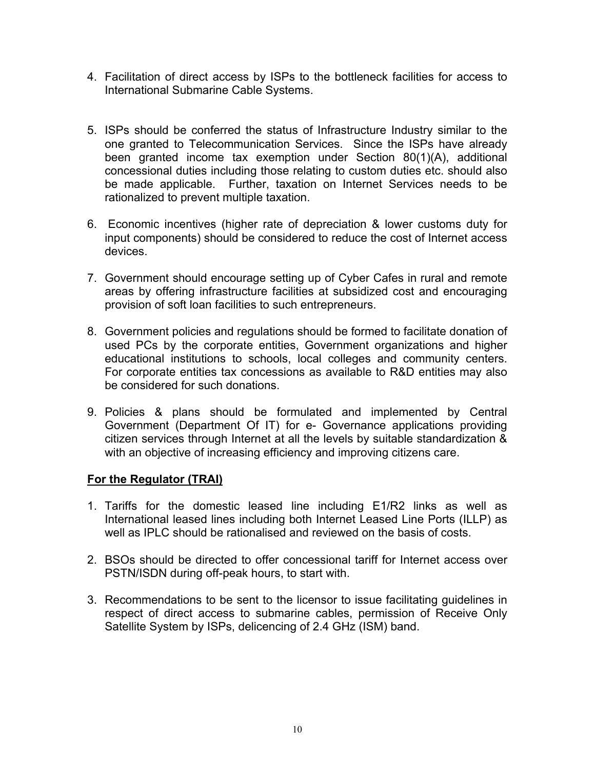4. Facilitation of direct access by ISPs to the bottleneck facilities for access to International Submarine Cable Systems.

5. ISPs should be conferred the status of Infrastructure Industry similar to the one granted to Telecommunication Services. Since the ISPs have already been granted income tax exemption under Section 80(1)(A), additional concessional duties including those relating to custom duties etc. should also be made applicable. Further, taxation on Internet Services needs to be rationalized to prevent multiple taxation.

6. Economic incentives (higher rate of depreciation & lower customs duty for input components) should be considered to reduce the cost of Internet access devices.

7. Government should encourage setting up of Cyber Cafes in rural and remote areas by offering infrastructure facilities at subsidized cost and encouraging provision of soft loan facilities to such entrepreneurs.

8. Government policies and regulations should be formed to facilitate donation of used PCs by the corporate entities, Government organizations and higher educational institutions to schools, local colleges and community centers. For corporate entities tax concessions as available to R&D entities may also be considered for such donations.

9. Policies & plans should be formulated and implemented by Central Government (Department Of IT) for e- Governance applications providing citizen services through Internet at all the levels by suitable standardization & with an objective of increasing efficiency and improving citizens care.

**For the Regulator (TRAI)**

1. Tariffs for the domestic leased line including E1/R2 links as well as International leased lines including both Internet Leased Line Ports (ILLP) as well as IPLC should be rationalised and reviewed on the basis of costs.

2. BSOs should be directed to offer concessional tariff for Internet access over PSTN/ISDN during off-peak hours, to start with.

3. Recommendations to be sent to the licensor to issue facilitating guidelines in respect of direct access to submarine cables, permission of Receive Only Satellite System by ISPs, delicencing of 2.4 GHz (ISM) band.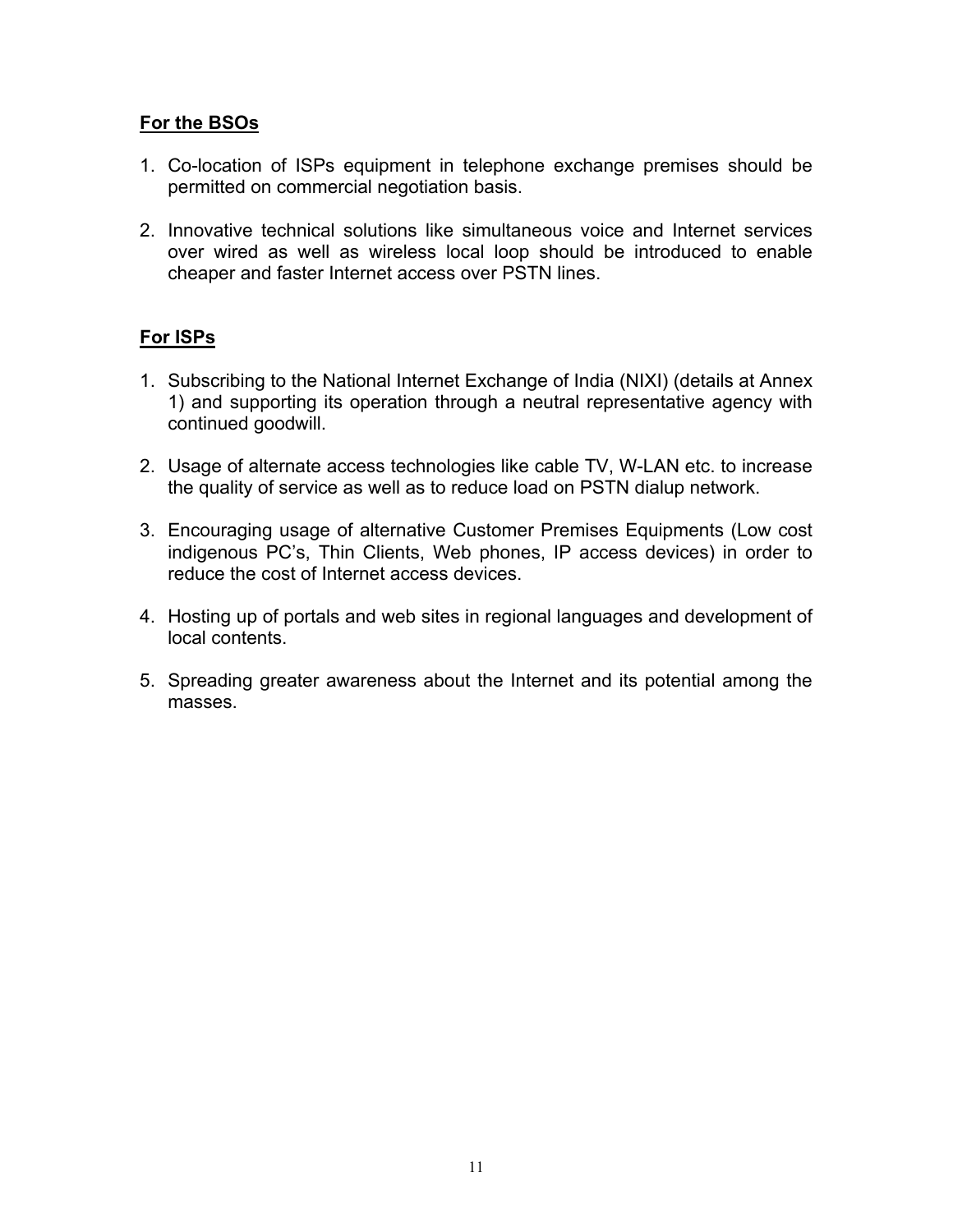**For the BSOs**

1. Co-location of ISPs equipment in telephone exchange premises should be permitted on commercial negotiation basis.

2. Innovative technical solutions like simultaneous voice and Internet services over wired as well as wireless local loop should be introduced to enable cheaper and faster Internet access over PSTN lines.

**For ISPs**

1. Subscribing to the National Internet Exchange of India (NIXI) (details at Annex 1) and supporting its operation through a neutral representative agency with continued goodwill.

2. Usage of alternate access technologies like cable TV, W-LAN etc. to increase the quality of service as well as to reduce load on PSTN dialup network.

3. Encouraging usage of alternative Customer Premises Equipments (Low cost indigenous PC's, Thin Clients, Web phones, IP access devices) in order to reduce the cost of Internet access devices.

4. Hosting up of portals and web sites in regional languages and development of local contents.

5. Spreading greater awareness about the Internet and its potential among the masses.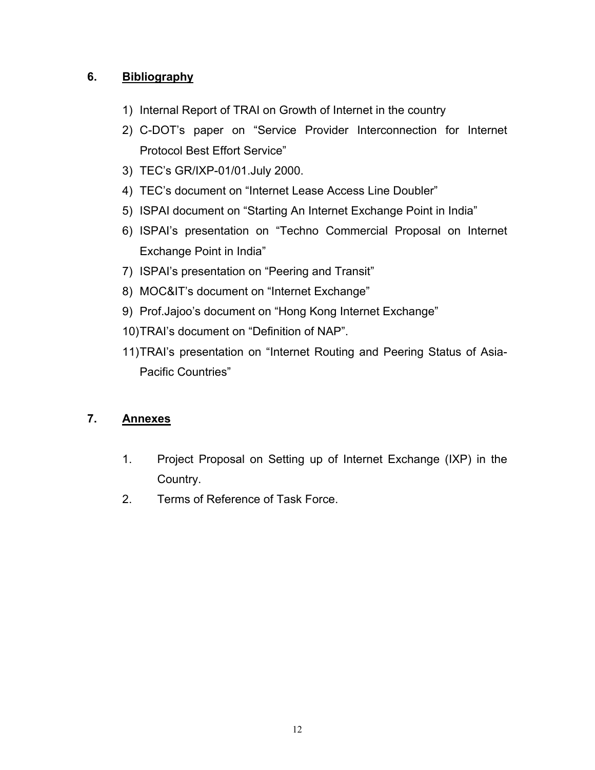## 6. Bibliography

1) Internal Report of TRAI on Growth of Internet in the country
2) C-DOT's paper on "Service Provider Interconnection for Internet Protocol Best Effort Service"
3) TEC's GR/IXP-01/01.July 2000.
4) TEC's document on "Internet Lease Access Line Doubler"
5) ISPAI document on "Starting An Internet Exchange Point in India"
6) ISPAI's presentation on "Techno Commercial Proposal on Internet Exchange Point in India"
7) ISPAI's presentation on "Peering and Transit"
8) MOC&IT's document on "Internet Exchange"
9) Prof.Jajoo's document on "Hong Kong Internet Exchange"
10) TRAI's document on "Definition of NAP".
11) TRAI's presentation on "Internet Routing and Peering Status of Asia-Pacific Countries"

## 7. Annexes

1. Project Proposal on Setting up of Internet Exchange (IXP) in the Country.
2. Terms of Reference of Task Force.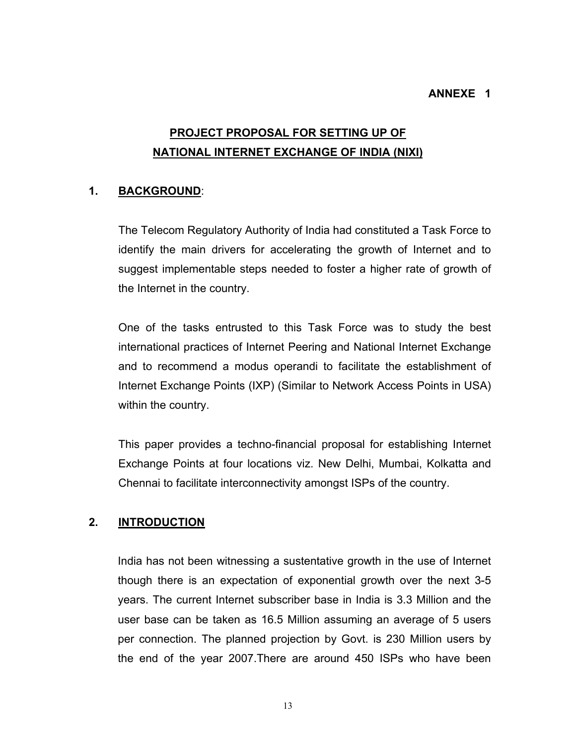**ANNEXE 1**

# PROJECT PROPOSAL FOR SETTING UP OF NATIONAL INTERNET EXCHANGE OF INDIA (NIXI)

## 1. BACKGROUND:

The Telecom Regulatory Authority of India had constituted a Task Force to identify the main drivers for accelerating the growth of Internet and to suggest implementable steps needed to foster a higher rate of growth of the Internet in the country.

One of the tasks entrusted to this Task Force was to study the best international practices of Internet Peering and National Internet Exchange and to recommend a modus operandi to facilitate the establishment of Internet Exchange Points (IXP) (Similar to Network Access Points in USA) within the country.

This paper provides a techno-financial proposal for establishing Internet Exchange Points at four locations viz. New Delhi, Mumbai, Kolkatta and Chennai to facilitate interconnectivity amongst ISPs of the country.

## 2. INTRODUCTION

India has not been witnessing a sustentative growth in the use of Internet though there is an expectation of exponential growth over the next 3-5 years. The current Internet subscriber base in India is 3.3 Million and the user base can be taken as 16.5 Million assuming an average of 5 users per connection. The planned projection by Govt. is 230 Million users by the end of the year 2007.There are around 450 ISPs who have been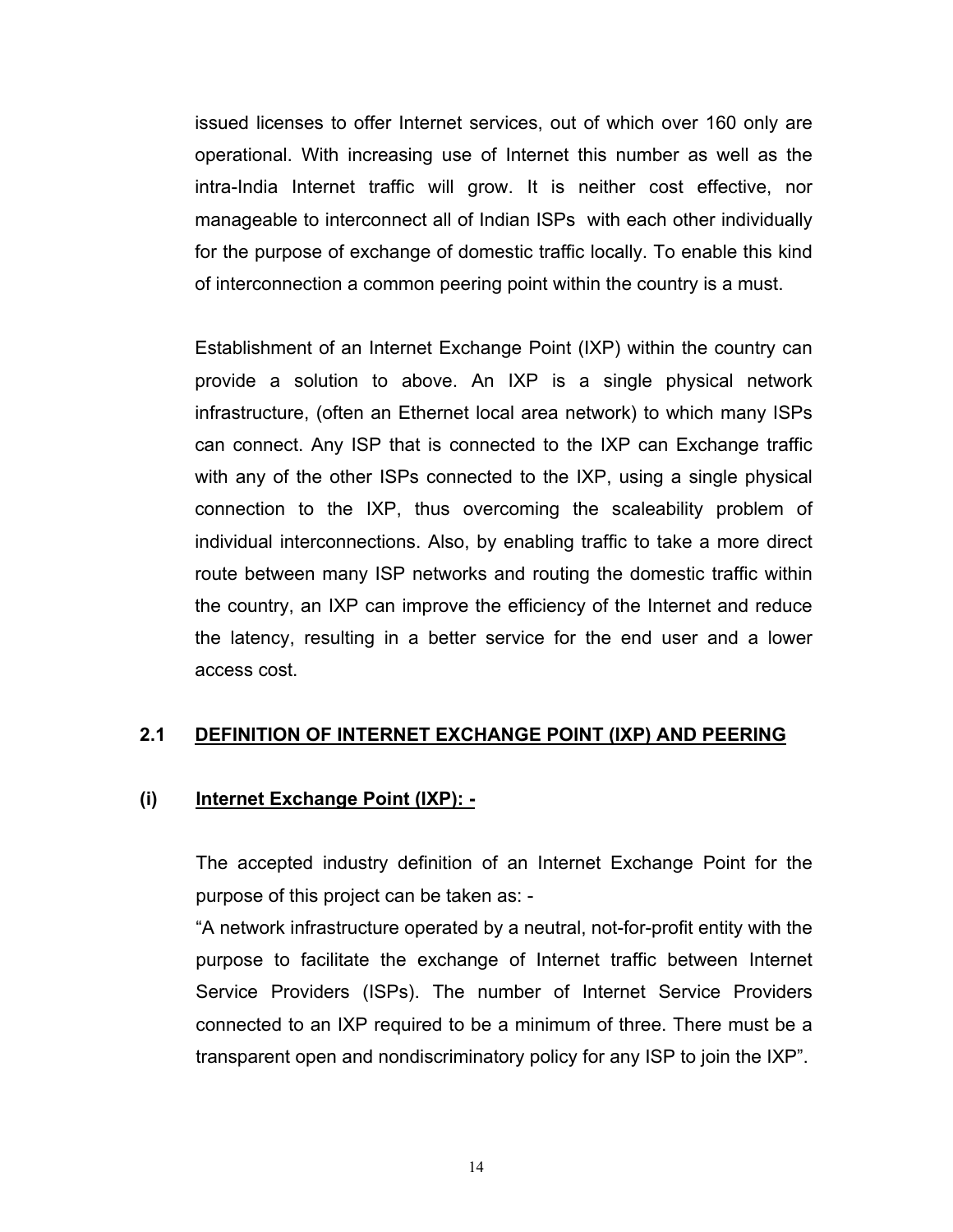issued licenses to offer Internet services, out of which over 160 only are operational. With increasing use of Internet this number as well as the intra-India Internet traffic will grow. It is neither cost effective, nor manageable to interconnect all of Indian ISPs with each other individually for the purpose of exchange of domestic traffic locally. To enable this kind of interconnection a common peering point within the country is a must.

Establishment of an Internet Exchange Point (IXP) within the country can provide a solution to above. An IXP is a single physical network infrastructure, (often an Ethernet local area network) to which many ISPs can connect. Any ISP that is connected to the IXP can Exchange traffic with any of the other ISPs connected to the IXP, using a single physical connection to the IXP, thus overcoming the scaleability problem of individual interconnections. Also, by enabling traffic to take a more direct route between many ISP networks and routing the domestic traffic within the country, an IXP can improve the efficiency of the Internet and reduce the latency, resulting in a better service for the end user and a lower access cost.

## 2.1 DEFINITION OF INTERNET EXCHANGE POINT (IXP) AND PEERING

### (i) Internet Exchange Point (IXP): -

The accepted industry definition of an Internet Exchange Point for the purpose of this project can be taken as: -

"A network infrastructure operated by a neutral, not-for-profit entity with the purpose to facilitate the exchange of Internet traffic between Internet Service Providers (ISPs). The number of Internet Service Providers connected to an IXP required to be a minimum of three. There must be a transparent open and nondiscriminatory policy for any ISP to join the IXP".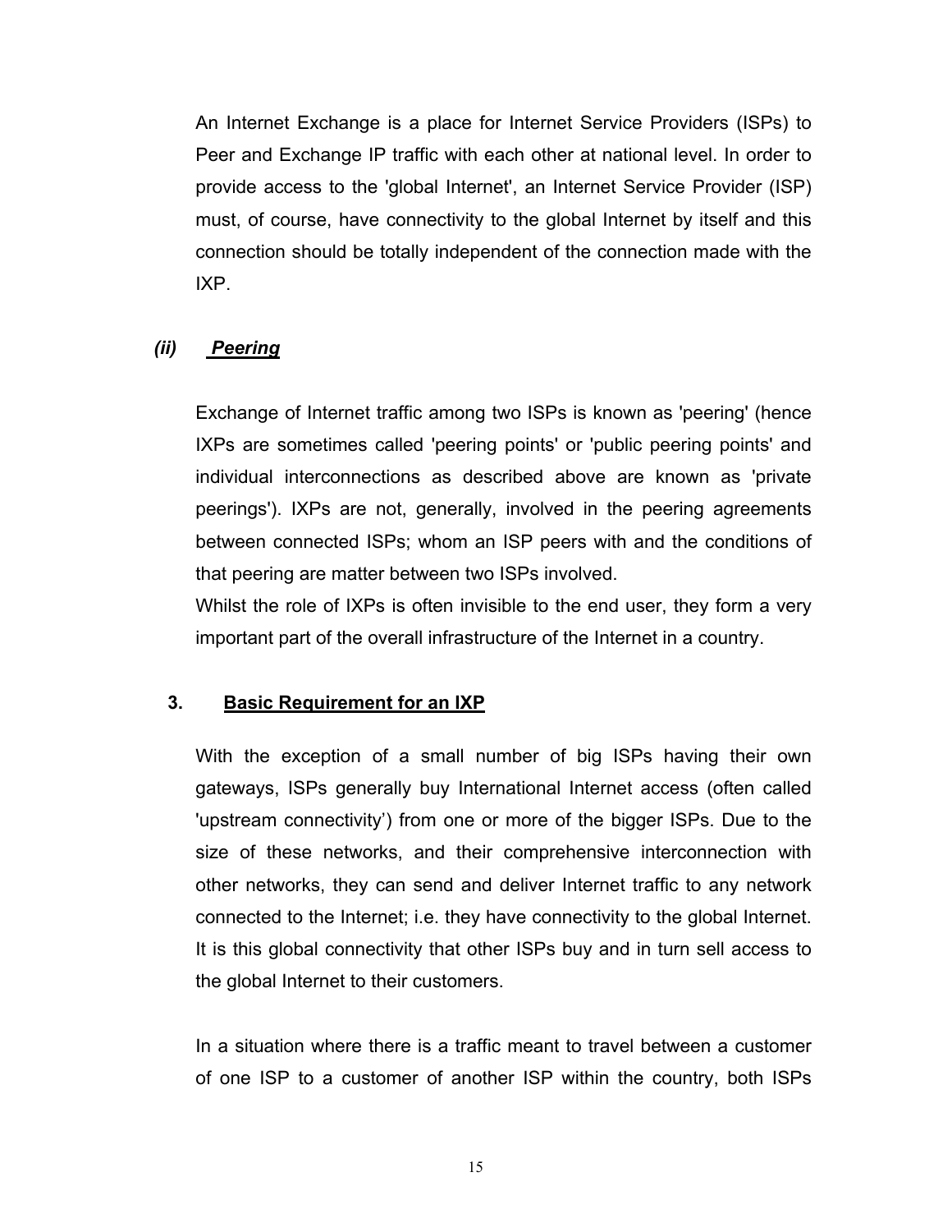An Internet Exchange is a place for Internet Service Providers (ISPs) to Peer and Exchange IP traffic with each other at national level. In order to provide access to the 'global Internet', an Internet Service Provider (ISP) must, of course, have connectivity to the global Internet by itself and this connection should be totally independent of the connection made with the IXP.

***(ii) Peering***

Exchange of Internet traffic among two ISPs is known as 'peering' (hence IXPs are sometimes called 'peering points' or 'public peering points' and individual interconnections as described above are known as 'private peerings'). IXPs are not, generally, involved in the peering agreements between connected ISPs; whom an ISP peers with and the conditions of that peering are matter between two ISPs involved.

Whilst the role of IXPs is often invisible to the end user, they form a very important part of the overall infrastructure of the Internet in a country.

## 3. Basic Requirement for an IXP

With the exception of a small number of big ISPs having their own gateways, ISPs generally buy International Internet access (often called 'upstream connectivity') from one or more of the bigger ISPs. Due to the size of these networks, and their comprehensive interconnection with other networks, they can send and deliver Internet traffic to any network connected to the Internet; i.e. they have connectivity to the global Internet. It is this global connectivity that other ISPs buy and in turn sell access to the global Internet to their customers.

In a situation where there is a traffic meant to travel between a customer of one ISP to a customer of another ISP within the country, both ISPs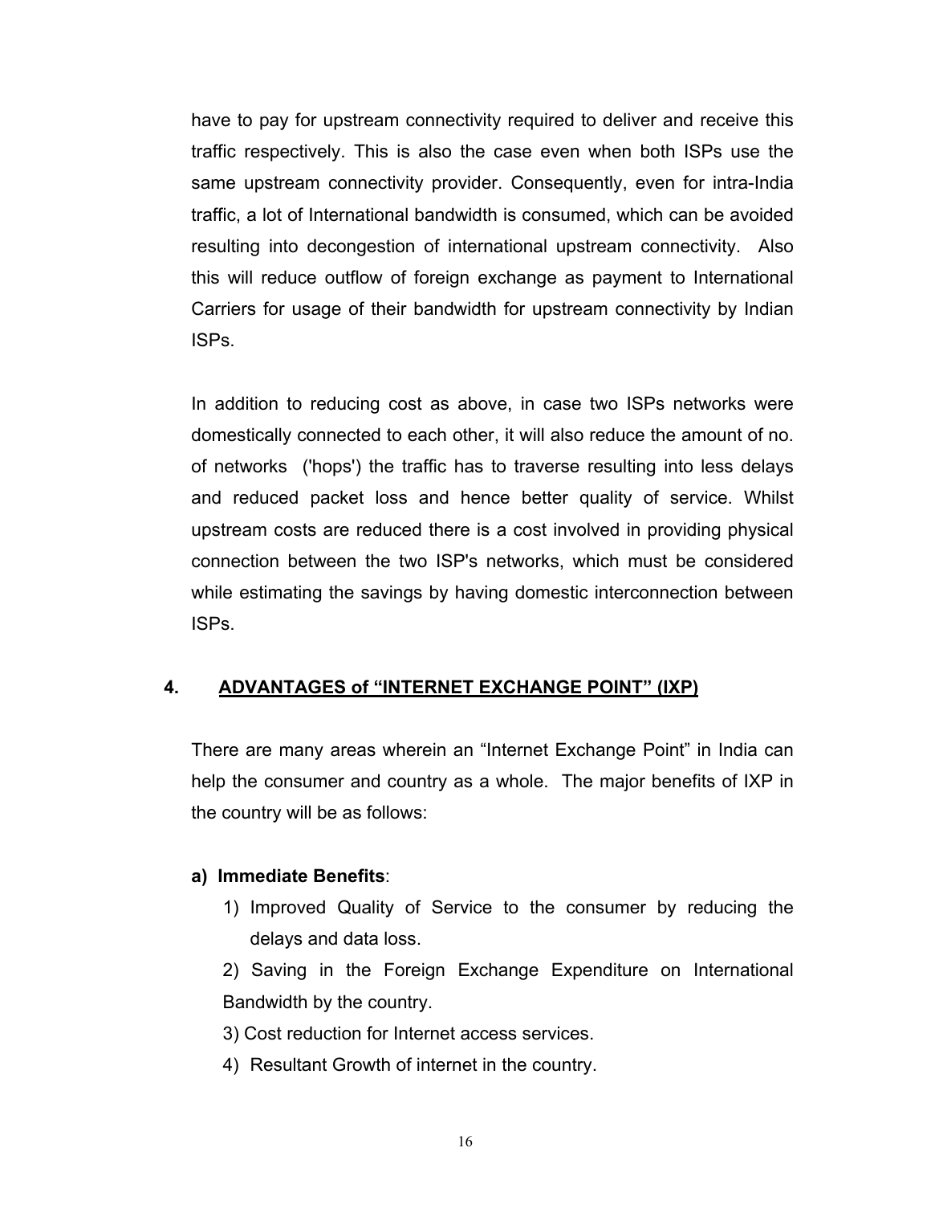have to pay for upstream connectivity required to deliver and receive this traffic respectively. This is also the case even when both ISPs use the same upstream connectivity provider. Consequently, even for intra-India traffic, a lot of International bandwidth is consumed, which can be avoided resulting into decongestion of international upstream connectivity. Also this will reduce outflow of foreign exchange as payment to International Carriers for usage of their bandwidth for upstream connectivity by Indian ISPs.

In addition to reducing cost as above, in case two ISPs networks were domestically connected to each other, it will also reduce the amount of no. of networks ('hops') the traffic has to traverse resulting into less delays and reduced packet loss and hence better quality of service. Whilst upstream costs are reduced there is a cost involved in providing physical connection between the two ISP's networks, which must be considered while estimating the savings by having domestic interconnection between ISPs.

## 4. ADVANTAGES of "INTERNET EXCHANGE POINT" (IXP)

There are many areas wherein an "Internet Exchange Point" in India can help the consumer and country as a whole. The major benefits of IXP in the country will be as follows:

**a) Immediate Benefits**:

1) Improved Quality of Service to the consumer by reducing the delays and data loss.
2) Saving in the Foreign Exchange Expenditure on International Bandwidth by the country.
3) Cost reduction for Internet access services.
4) Resultant Growth of internet in the country.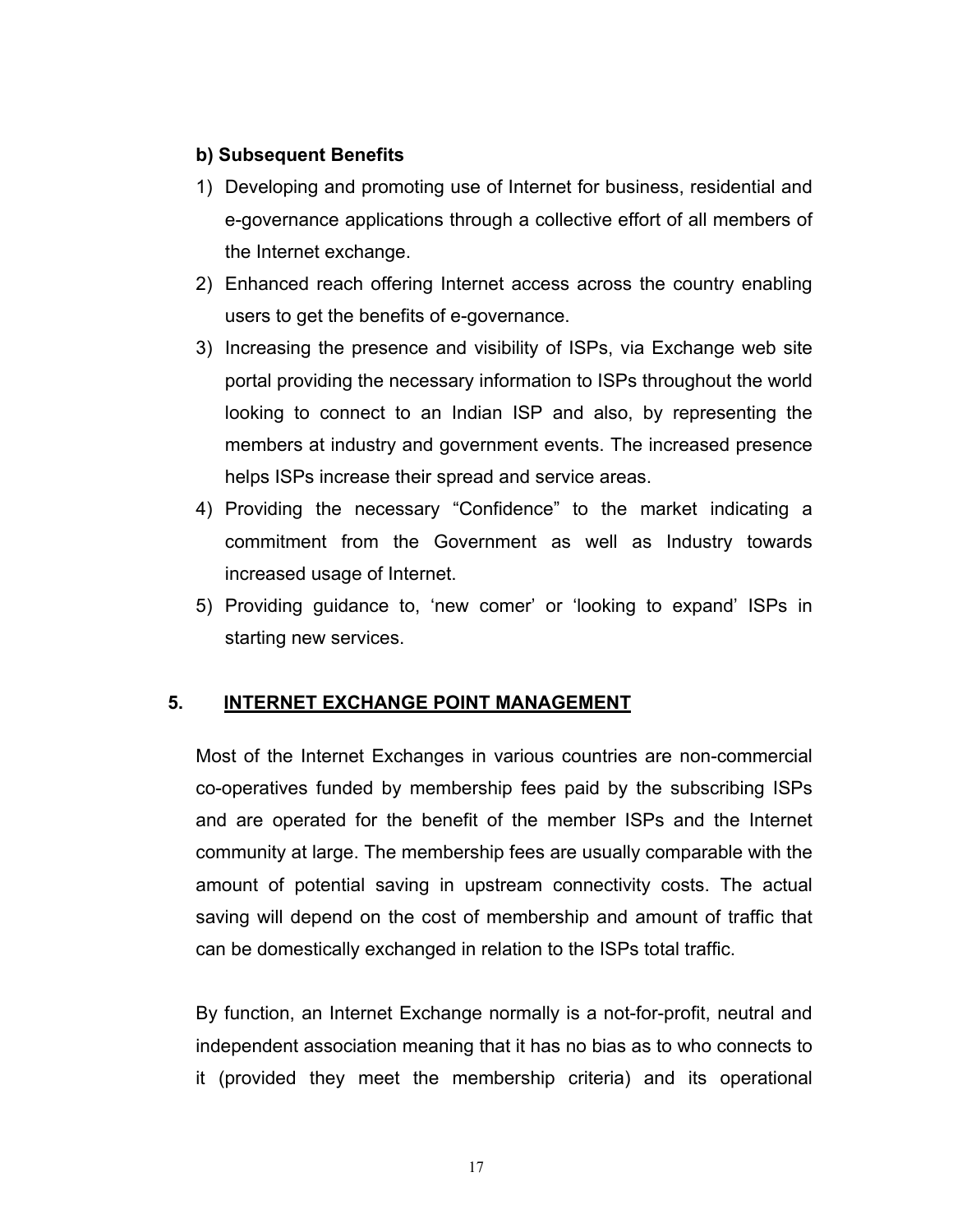**b) Subsequent Benefits**

1) Developing and promoting use of Internet for business, residential and e-governance applications through a collective effort of all members of the Internet exchange.
2) Enhanced reach offering Internet access across the country enabling users to get the benefits of e-governance.
3) Increasing the presence and visibility of ISPs, via Exchange web site portal providing the necessary information to ISPs throughout the world looking to connect to an Indian ISP and also, by representing the members at industry and government events. The increased presence helps ISPs increase their spread and service areas.
4) Providing the necessary “Confidence” to the market indicating a commitment from the Government as well as Industry towards increased usage of Internet.
5) Providing guidance to, ‘new comer’ or ‘looking to expand’ ISPs in starting new services.

## 5. INTERNET EXCHANGE POINT MANAGEMENT

Most of the Internet Exchanges in various countries are non-commercial co-operatives funded by membership fees paid by the subscribing ISPs and are operated for the benefit of the member ISPs and the Internet community at large. The membership fees are usually comparable with the amount of potential saving in upstream connectivity costs. The actual saving will depend on the cost of membership and amount of traffic that can be domestically exchanged in relation to the ISPs total traffic.

By function, an Internet Exchange normally is a not-for-profit, neutral and independent association meaning that it has no bias as to who connects to it (provided they meet the membership criteria) and its operational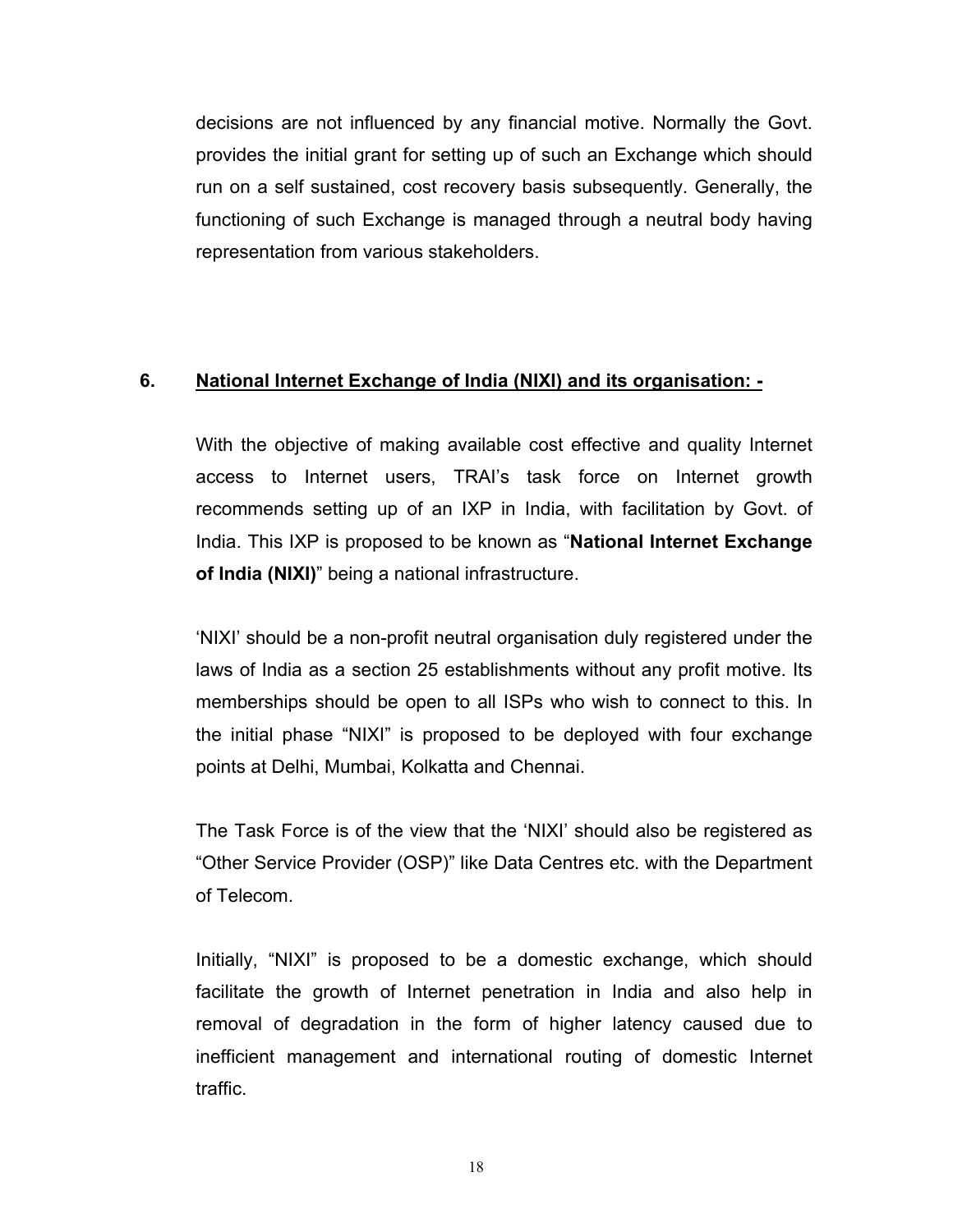decisions are not influenced by any financial motive. Normally the Govt. provides the initial grant for setting up of such an Exchange which should run on a self sustained, cost recovery basis subsequently. Generally, the functioning of such Exchange is managed through a neutral body having representation from various stakeholders.

## 6. <u>National Internet Exchange of India (NIXI) and its organisation: -</u>

With the objective of making available cost effective and quality Internet access to Internet users, TRAI's task force on Internet growth recommends setting up of an IXP in India, with facilitation by Govt. of India. This IXP is proposed to be known as "**National Internet Exchange of India (NIXI)**" being a national infrastructure.

'NIXI' should be a non-profit neutral organisation duly registered under the laws of India as a section 25 establishments without any profit motive. Its memberships should be open to all ISPs who wish to connect to this. In the initial phase "NIXI" is proposed to be deployed with four exchange points at Delhi, Mumbai, Kolkatta and Chennai.

The Task Force is of the view that the 'NIXI' should also be registered as "Other Service Provider (OSP)" like Data Centres etc. with the Department of Telecom.

Initially, "NIXI" is proposed to be a domestic exchange, which should facilitate the growth of Internet penetration in India and also help in removal of degradation in the form of higher latency caused due to inefficient management and international routing of domestic Internet traffic.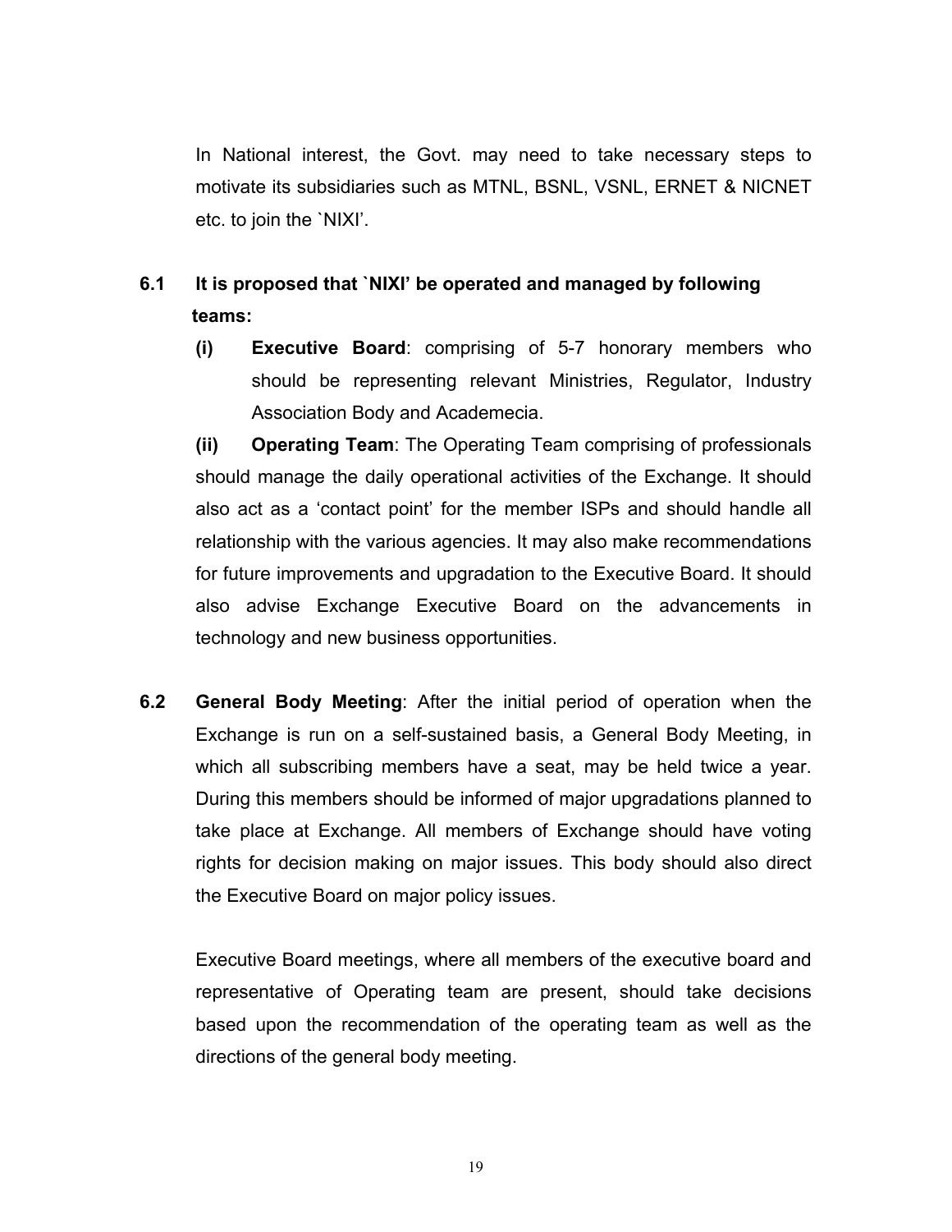In National interest, the Govt. may need to take necessary steps to motivate its subsidiaries such as MTNL, BSNL, VSNL, ERNET & NICNET etc. to join the `NIXI'.

**6.1 It is proposed that `NIXI' be operated and managed by following teams:**

**(i) Executive Board**: comprising of 5-7 honorary members who should be representing relevant Ministries, Regulator, Industry Association Body and Academecia.

**(ii) Operating Team**: The Operating Team comprising of professionals should manage the daily operational activities of the Exchange. It should also act as a 'contact point' for the member ISPs and should handle all relationship with the various agencies. It may also make recommendations for future improvements and upgradation to the Executive Board. It should also advise Exchange Executive Board on the advancements in technology and new business opportunities.

**6.2 General Body Meeting**: After the initial period of operation when the Exchange is run on a self-sustained basis, a General Body Meeting, in which all subscribing members have a seat, may be held twice a year. During this members should be informed of major upgradations planned to take place at Exchange. All members of Exchange should have voting rights for decision making on major issues. This body should also direct the Executive Board on major policy issues.

Executive Board meetings, where all members of the executive board and representative of Operating team are present, should take decisions based upon the recommendation of the operating team as well as the directions of the general body meeting.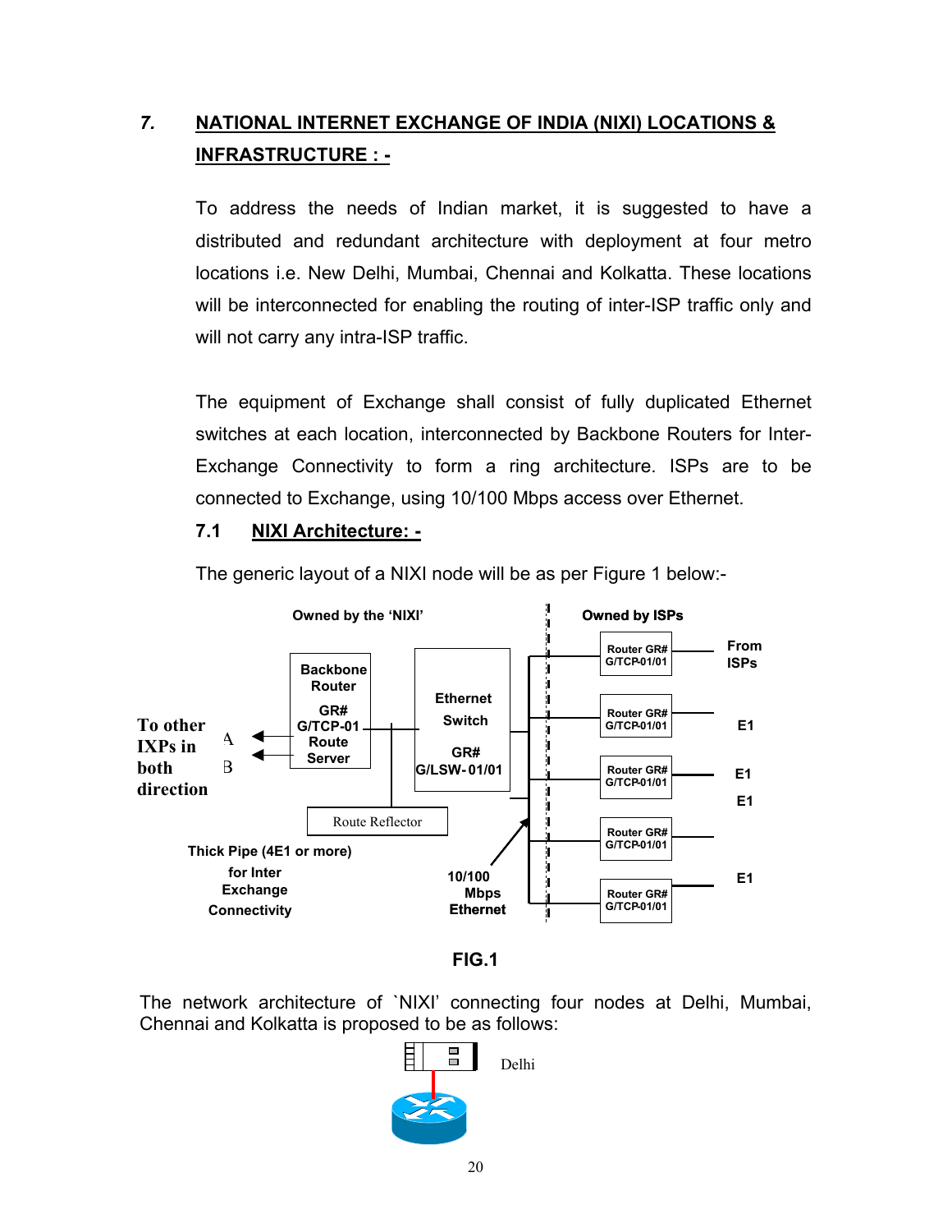## 7. NATIONAL INTERNET EXCHANGE OF INDIA (NIXI) LOCATIONS & INFRASTRUCTURE : -

To address the needs of Indian market, it is suggested to have a distributed and redundant architecture with deployment at four metro locations i.e. New Delhi, Mumbai, Chennai and Kolkatta. These locations will be interconnected for enabling the routing of inter-ISP traffic only and will not carry any intra-ISP traffic.

The equipment of Exchange shall consist of fully duplicated Ethernet switches at each location, interconnected by Backbone Routers for Inter-Exchange Connectivity to form a ring architecture. ISPs are to be connected to Exchange, using 10/100 Mbps access over Ethernet.

### 7.1 NIXI Architecture: -

The generic layout of a NIXI node will be as per Figure 1 below:-

Owned by the 'NIXI' | Owned by ISPs

Backbone Router GR# G/TCP-01 Route Server

Ethernet Switch GR# G/LSW-01/01

Route Reflector

To other IXPs in both direction A B

Thick Pipe (4E1 or more) for Inter Exchange Connectivity

10/100 Mbps Ethernet

Router GR# G/TCP-01/01 — From ISPs

Router GR# G/TCP-01/01 — E1

Router GR# G/TCP-01/01 — E1

E1

Router GR# G/TCP-01/01

Router GR# G/TCP-01/01 — E1

**FIG.1**

The network architecture of `NIXI' connecting four nodes at Delhi, Mumbai, Chennai and Kolkatta is proposed to be as follows:

Delhi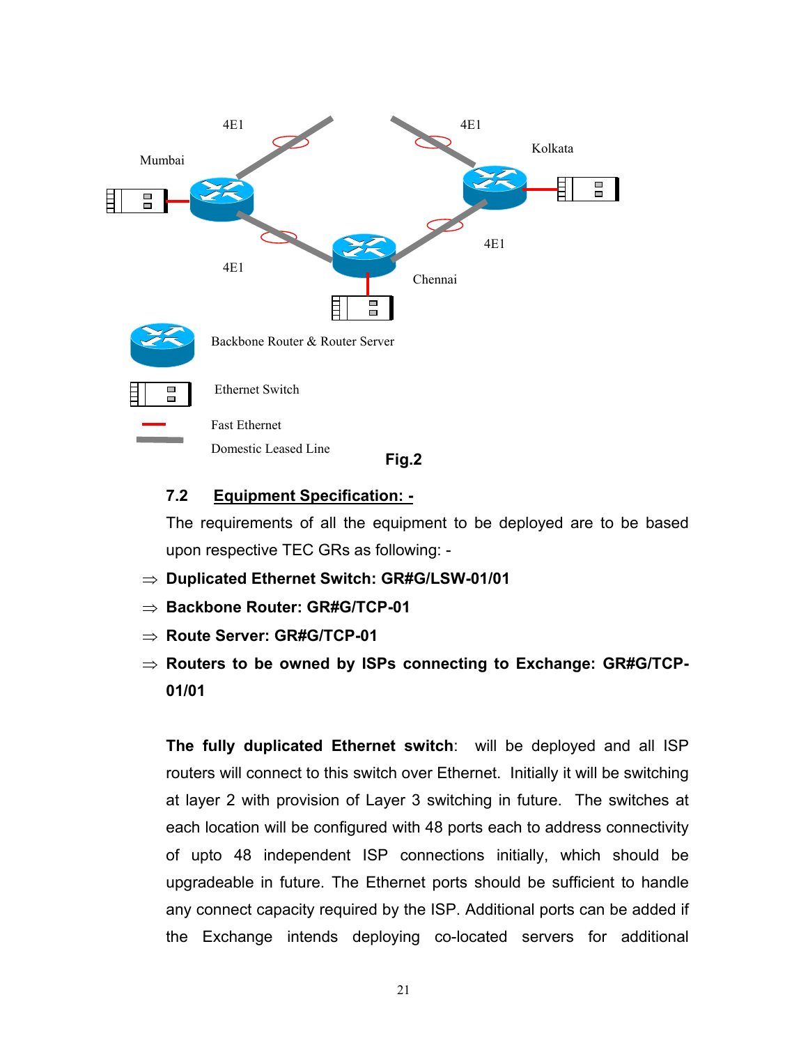4E1

4E1

Mumbai

Kolkata

4E1

4E1

Chennai

Backbone Router & Router Server

Ethernet Switch

Fast Ethernet

Domestic Leased Line

**Fig.2**

### 7.2 Equipment Specification: -

The requirements of all the equipment to be deployed are to be based upon respective TEC GRs as following: -

- ⇒ **Duplicated Ethernet Switch: GR#G/LSW-01/01**
- ⇒ **Backbone Router: GR#G/TCP-01**
- ⇒ **Route Server: GR#G/TCP-01**
- ⇒ **Routers to be owned by ISPs connecting to Exchange: GR#G/TCP-01/01**

**The fully duplicated Ethernet switch**: will be deployed and all ISP routers will connect to this switch over Ethernet. Initially it will be switching at layer 2 with provision of Layer 3 switching in future. The switches at each location will be configured with 48 ports each to address connectivity of upto 48 independent ISP connections initially, which should be upgradeable in future. The Ethernet ports should be sufficient to handle any connect capacity required by the ISP. Additional ports can be added if the Exchange intends deploying co-located servers for additional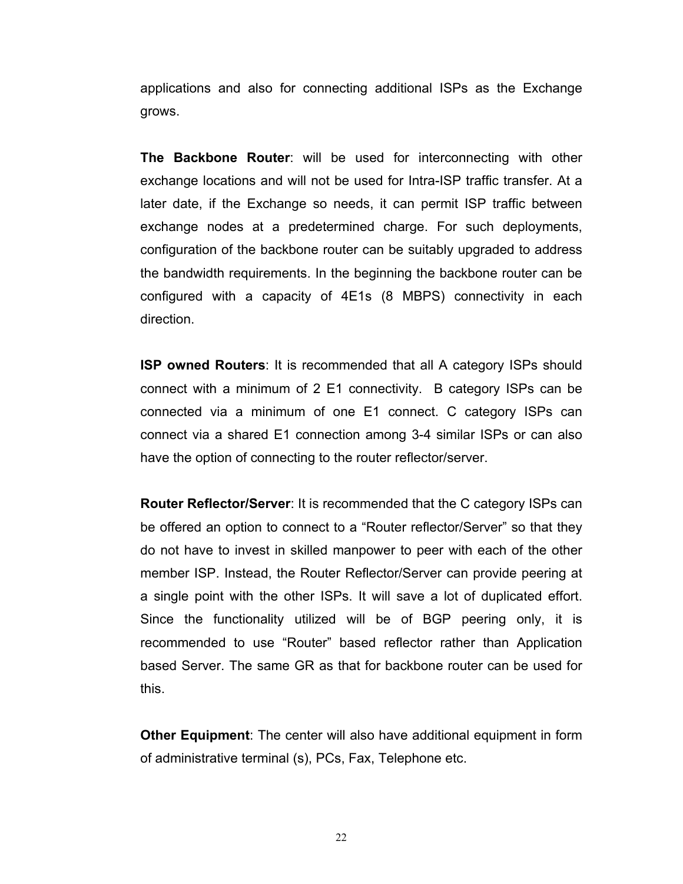applications and also for connecting additional ISPs as the Exchange grows.

**The Backbone Router**: will be used for interconnecting with other exchange locations and will not be used for Intra-ISP traffic transfer. At a later date, if the Exchange so needs, it can permit ISP traffic between exchange nodes at a predetermined charge. For such deployments, configuration of the backbone router can be suitably upgraded to address the bandwidth requirements. In the beginning the backbone router can be configured with a capacity of 4E1s (8 MBPS) connectivity in each direction.

**ISP owned Routers**: It is recommended that all A category ISPs should connect with a minimum of 2 E1 connectivity.  B category ISPs can be connected via a minimum of one E1 connect. C category ISPs can connect via a shared E1 connection among 3-4 similar ISPs or can also have the option of connecting to the router reflector/server.

**Router Reflector/Server**: It is recommended that the C category ISPs can be offered an option to connect to a “Router reflector/Server” so that they do not have to invest in skilled manpower to peer with each of the other member ISP. Instead, the Router Reflector/Server can provide peering at a single point with the other ISPs. It will save a lot of duplicated effort. Since the functionality utilized will be of BGP peering only, it is recommended to use “Router” based reflector rather than Application based Server. The same GR as that for backbone router can be used for this.

**Other Equipment**: The center will also have additional equipment in form of administrative terminal (s), PCs, Fax, Telephone etc.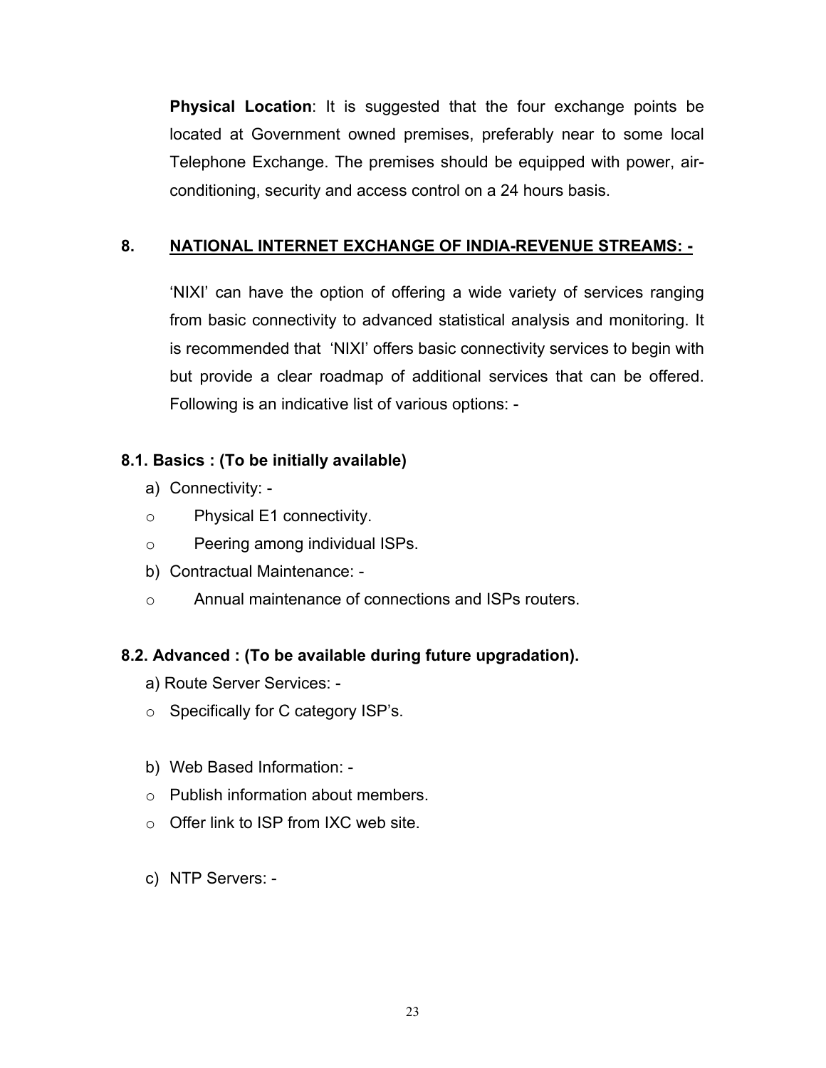**Physical Location**: It is suggested that the four exchange points be located at Government owned premises, preferably near to some local Telephone Exchange. The premises should be equipped with power, air-conditioning, security and access control on a 24 hours basis.

## 8. NATIONAL INTERNET EXCHANGE OF INDIA-REVENUE STREAMS: -

'NIXI' can have the option of offering a wide variety of services ranging from basic connectivity to advanced statistical analysis and monitoring. It is recommended that 'NIXI' offers basic connectivity services to begin with but provide a clear roadmap of additional services that can be offered. Following is an indicative list of various options: -

### 8.1. Basics : (To be initially available)

a) Connectivity: -

- Physical E1 connectivity.
- Peering among individual ISPs.

b) Contractual Maintenance: -

- Annual maintenance of connections and ISPs routers.

### 8.2. Advanced : (To be available during future upgradation).

a) Route Server Services: -

- Specifically for C category ISP's.

b) Web Based Information: -

- Publish information about members.
- Offer link to ISP from IXC web site.

c) NTP Servers: -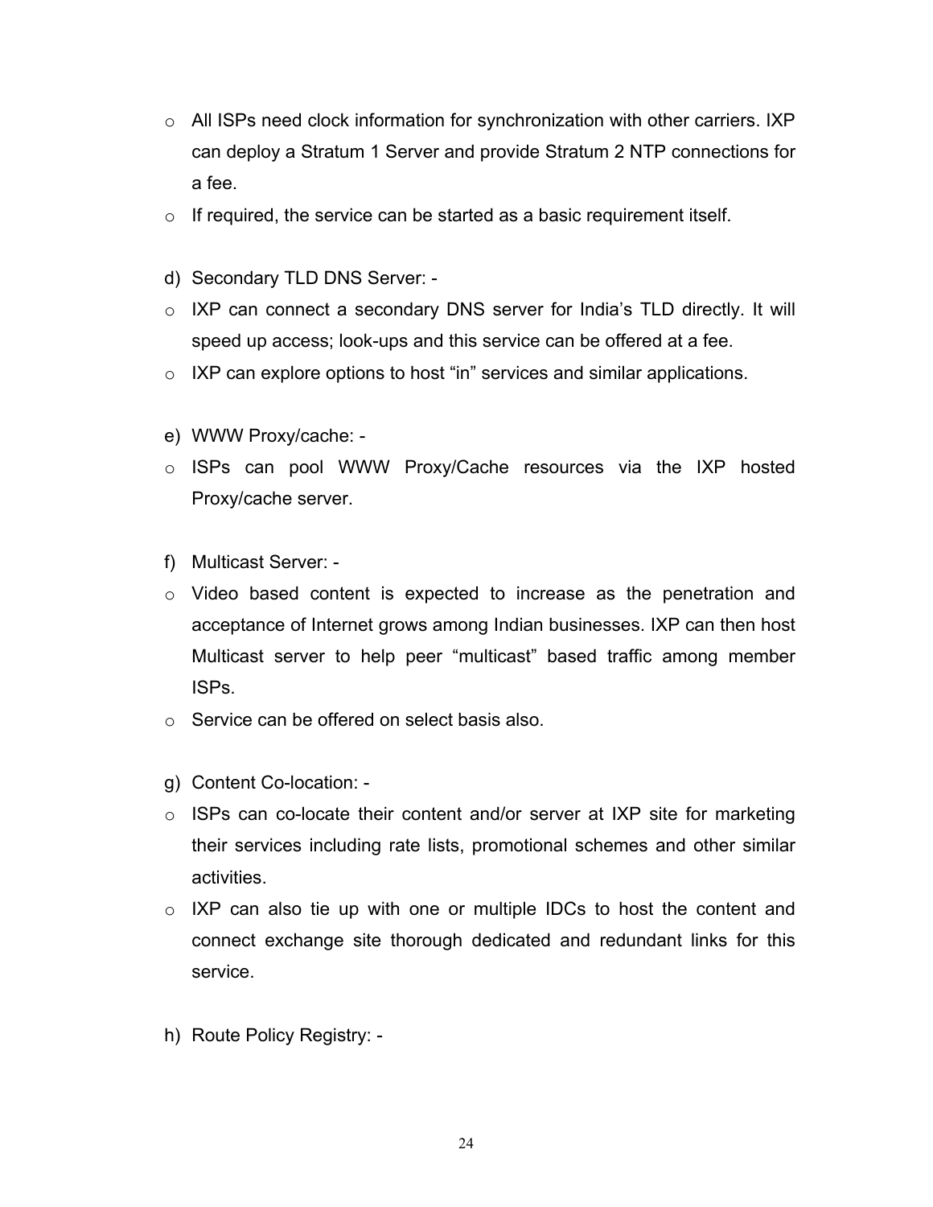- All ISPs need clock information for synchronization with other carriers. IXP can deploy a Stratum 1 Server and provide Stratum 2 NTP connections for a fee.
- If required, the service can be started as a basic requirement itself.

d) Secondary TLD DNS Server: -

- IXP can connect a secondary DNS server for India's TLD directly. It will speed up access; look-ups and this service can be offered at a fee.
- IXP can explore options to host "in" services and similar applications.

e) WWW Proxy/cache: -

- ISPs can pool WWW Proxy/Cache resources via the IXP hosted Proxy/cache server.

f) Multicast Server: -

- Video based content is expected to increase as the penetration and acceptance of Internet grows among Indian businesses. IXP can then host Multicast server to help peer "multicast" based traffic among member ISPs.
- Service can be offered on select basis also.

g) Content Co-location: -

- ISPs can co-locate their content and/or server at IXP site for marketing their services including rate lists, promotional schemes and other similar activities.
- IXP can also tie up with one or multiple IDCs to host the content and connect exchange site thorough dedicated and redundant links for this service.

h) Route Policy Registry: -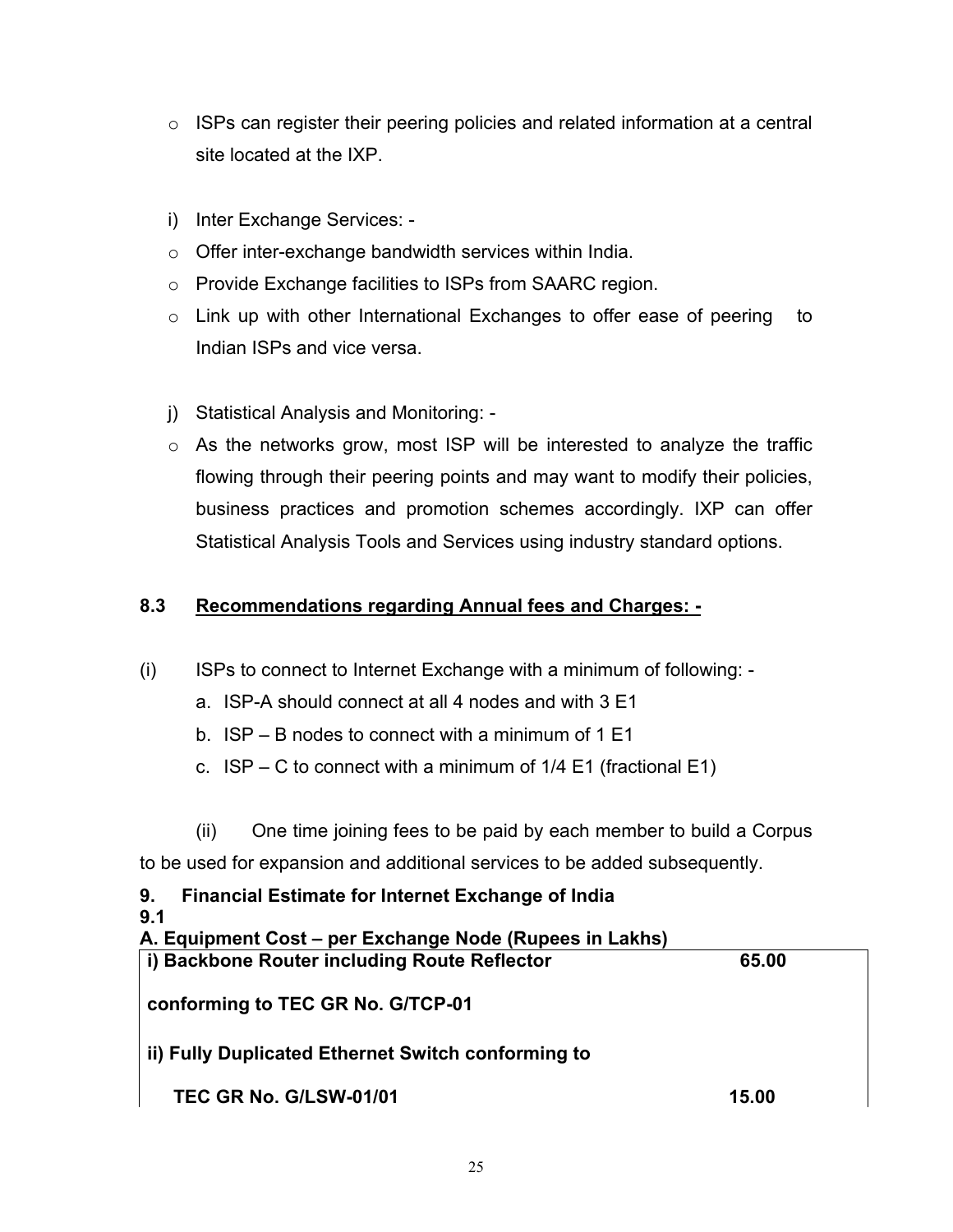- ISPs can register their peering policies and related information at a central site located at the IXP.

i) Inter Exchange Services: -

- Offer inter-exchange bandwidth services within India.
- Provide Exchange facilities to ISPs from SAARC region.
- Link up with other International Exchanges to offer ease of peering to Indian ISPs and vice versa.

j) Statistical Analysis and Monitoring: -

- As the networks grow, most ISP will be interested to analyze the traffic flowing through their peering points and may want to modify their policies, business practices and promotion schemes accordingly. IXP can offer Statistical Analysis Tools and Services using industry standard options.

**8.3 <u>Recommendations regarding Annual fees and Charges: -</u>**

(i) ISPs to connect to Internet Exchange with a minimum of following: -

a. ISP-A should connect at all 4 nodes and with 3 E1
b. ISP – B nodes to connect with a minimum of 1 E1
c. ISP – C to connect with a minimum of 1/4 E1 (fractional E1)

(ii) One time joining fees to be paid by each member to build a Corpus to be used for expansion and additional services to be added subsequently.

**9. Financial Estimate for Internet Exchange of India**

**9.1**

**A. Equipment Cost – per Exchange Node (Rupees in Lakhs)**

| | |
|---|---|
| **i) Backbone Router including Route Reflector conforming to TEC GR No. G/TCP-01** | **65.00** |
| **ii) Fully Duplicated Ethernet Switch conforming to TEC GR No. G/LSW-01/01** | **15.00** |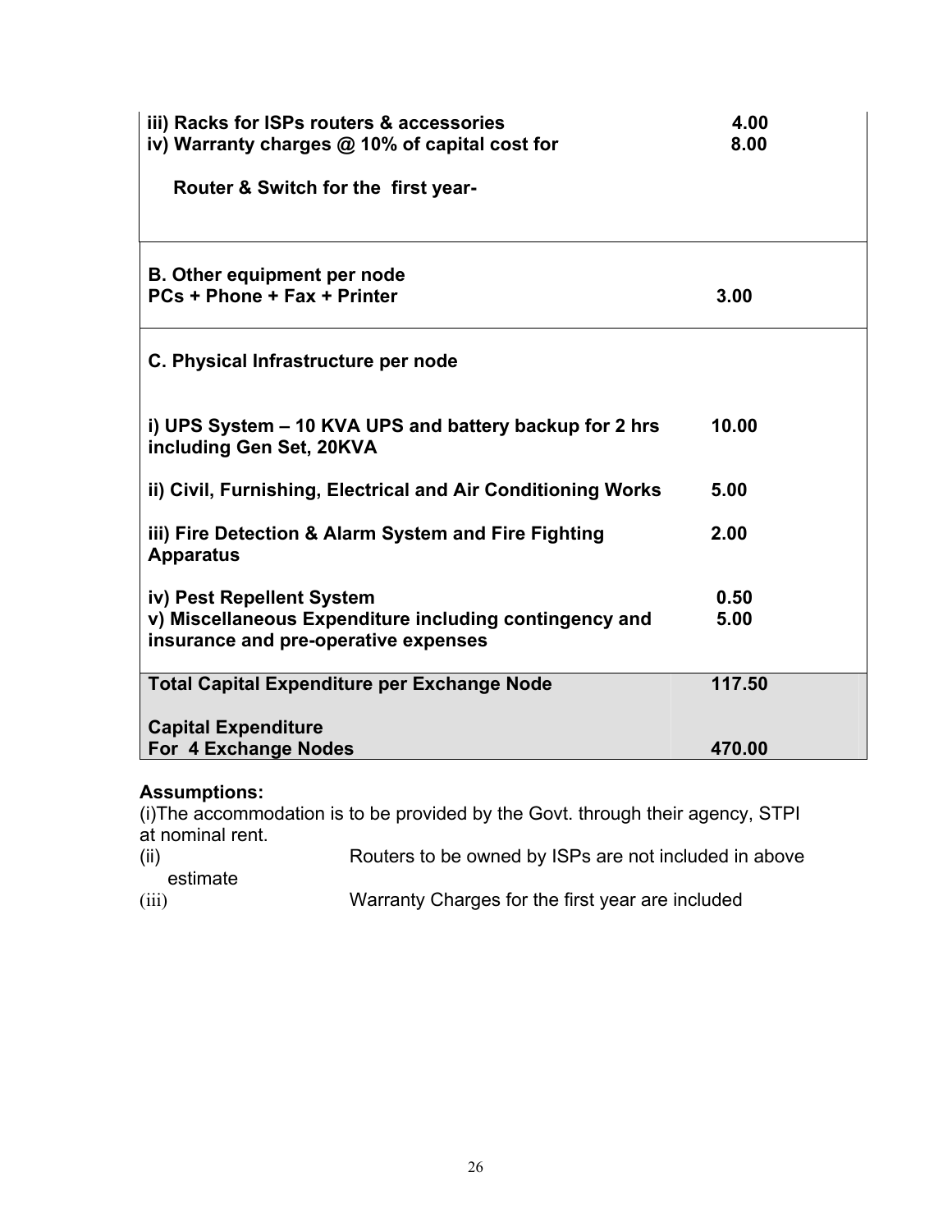| | |
|---|---|
| **iii) Racks for ISPs routers & accessories** | **4.00** |
| **iv) Warranty charges @ 10% of capital cost for Router & Switch for the first year-** | **8.00** |
| **B. Other equipment per node**<br>**PCs + Phone + Fax + Printer** | **3.00** |
| **C. Physical Infrastructure per node** | |
| **i) UPS System – 10 KVA UPS and battery backup for 2 hrs including Gen Set, 20KVA** | **10.00** |
| **ii) Civil, Furnishing, Electrical and Air Conditioning Works** | **5.00** |
| **iii) Fire Detection & Alarm System and Fire Fighting Apparatus** | **2.00** |
| **iv) Pest Repellent System** | **0.50** |
| **v) Miscellaneous Expenditure including contingency and insurance and pre-operative expenses** | **5.00** |
| **Total Capital Expenditure per Exchange Node** | **117.50** |
| **Capital Expenditure For 4 Exchange Nodes** | **470.00** |

**Assumptions:**

(i)The accommodation is to be provided by the Govt. through their agency, STPI at nominal rent.

(ii) Routers to be owned by ISPs are not included in above estimate

(iii) Warranty Charges for the first year are included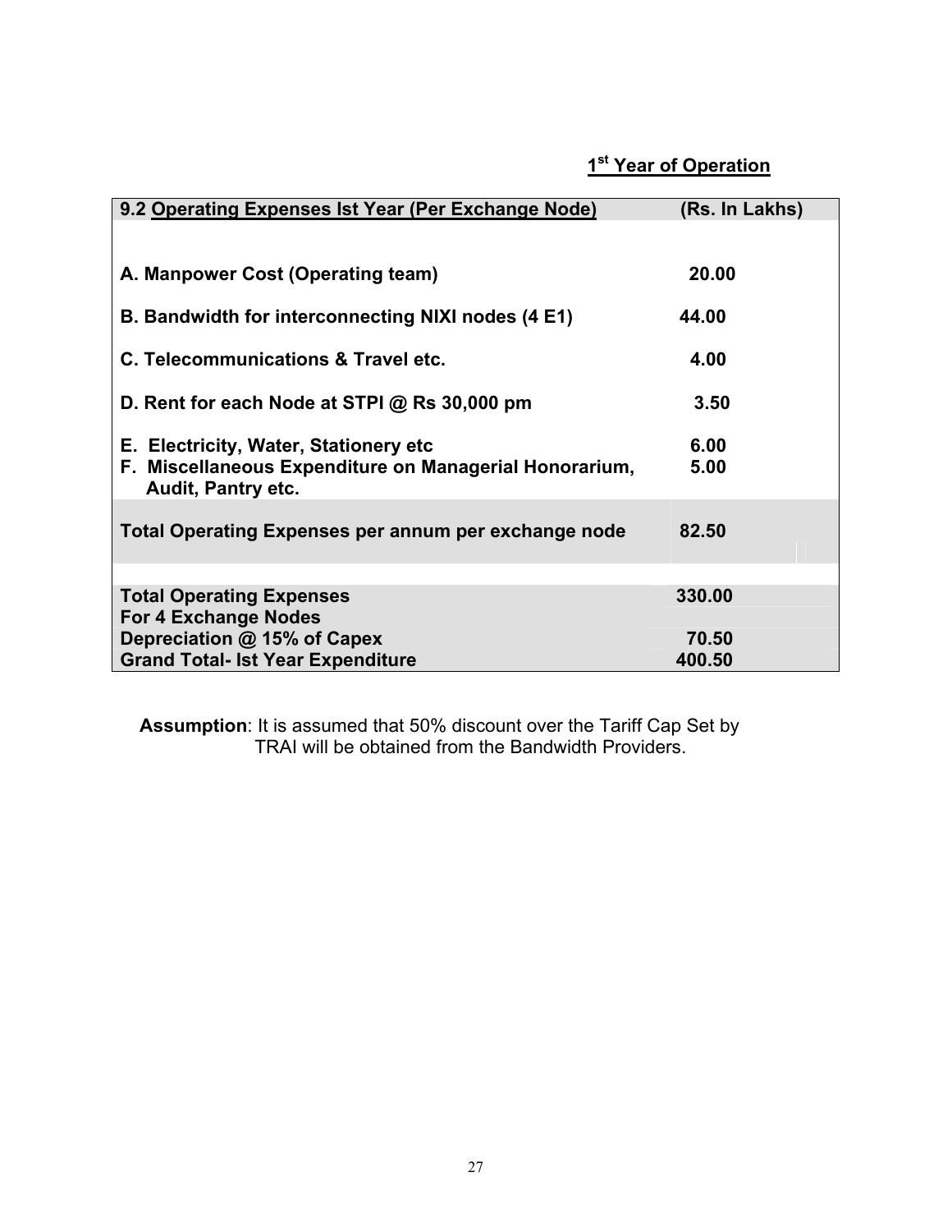**1st Year of Operation**

| 9.2 Operating Expenses Ist Year (Per Exchange Node) | (Rs. In Lakhs) |
|---|---|
| A. Manpower Cost (Operating team) | 20.00 |
| B. Bandwidth for interconnecting NIXI nodes (4 E1) | 44.00 |
| C. Telecommunications & Travel etc. | 4.00 |
| D. Rent for each Node at STPI @ Rs 30,000 pm | 3.50 |
| E. Electricity, Water, Stationery etc | 6.00 |
| F. Miscellaneous Expenditure on Managerial Honorarium, Audit, Pantry etc. | 5.00 |
| **Total Operating Expenses per annum per exchange node** | **82.50** |
| **Total Operating Expenses For 4 Exchange Nodes** | **330.00** |
| **Depreciation @ 15% of Capex** | **70.50** |
| **Grand Total- Ist Year Expenditure** | **400.50** |

**Assumption**: It is assumed that 50% discount over the Tariff Cap Set by TRAI will be obtained from the Bandwidth Providers.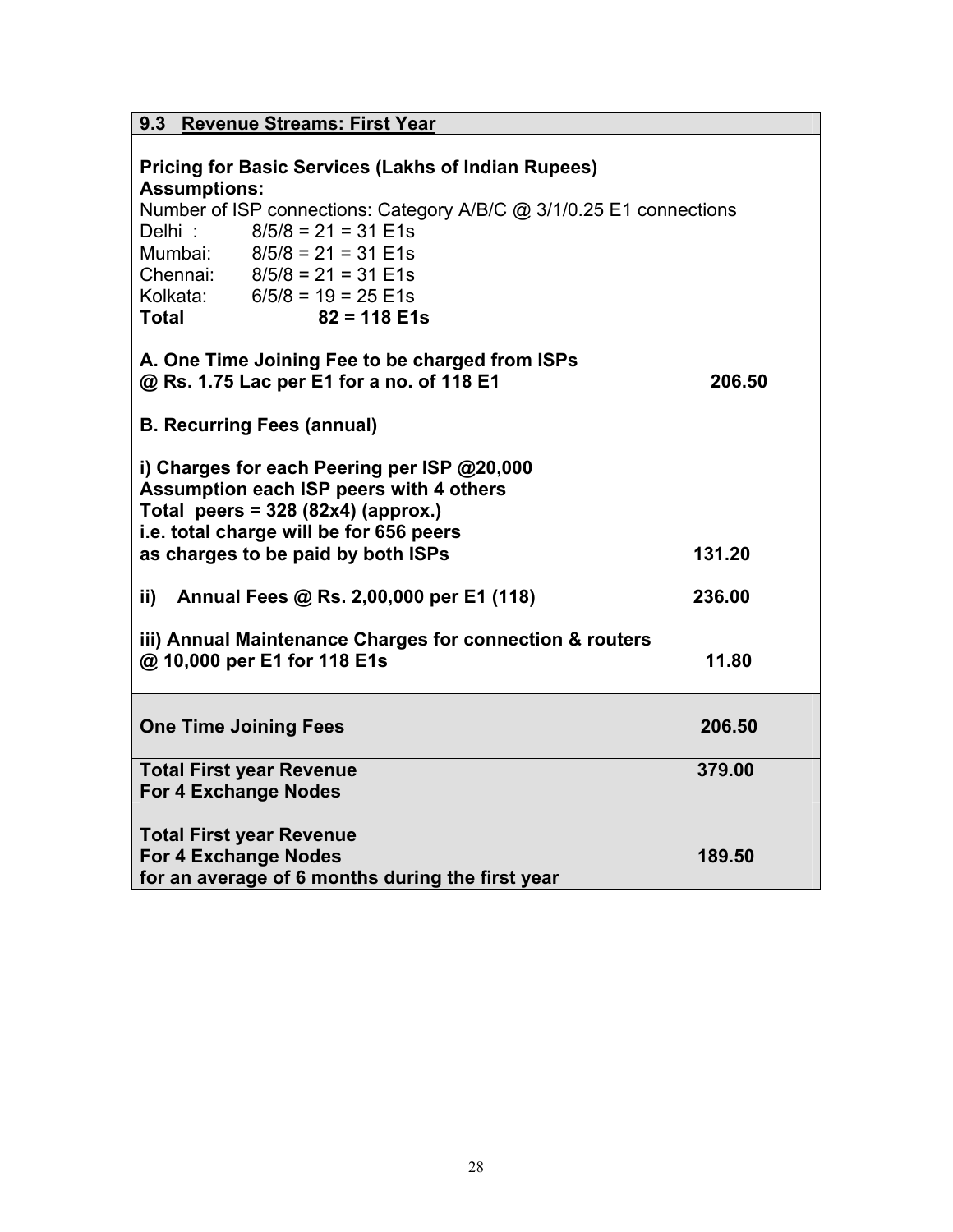### 9.3 Revenue Streams: First Year

**Pricing for Basic Services (Lakhs of Indian Rupees)**
**Assumptions:**
Number of ISP connections: Category A/B/C @ 3/1/0.25 E1 connections

| | |
|---|---|
| Delhi : | 8/5/8 = 21 = 31 E1s |
| Mumbai: | 8/5/8 = 21 = 31 E1s |
| Chennai: | 8/5/8 = 21 = 31 E1s |
| Kolkata: | 6/5/8 = 19 = 25 E1s |
| **Total** | **82 = 118 E1s** |

| | |
|---|---|
| **A. One Time Joining Fee to be charged from ISPs @ Rs. 1.75 Lac per E1 for a no. of 118 E1** | **206.50** |
| **B. Recurring Fees (annual)** | |
| **i) Charges for each Peering per ISP @20,000 Assumption each ISP peers with 4 others Total peers = 328 (82x4) (approx.) i.e. total charge will be for 656 peers as charges to be paid by both ISPs** | **131.20** |
| **ii) Annual Fees @ Rs. 2,00,000 per E1 (118)** | **236.00** |
| **iii) Annual Maintenance Charges for connection & routers @ 10,000 per E1 for 118 E1s** | **11.80** |
| **One Time Joining Fees** | **206.50** |
| **Total First year Revenue For 4 Exchange Nodes** | **379.00** |
| **Total First year Revenue For 4 Exchange Nodes for an average of 6 months during the first year** | **189.50** |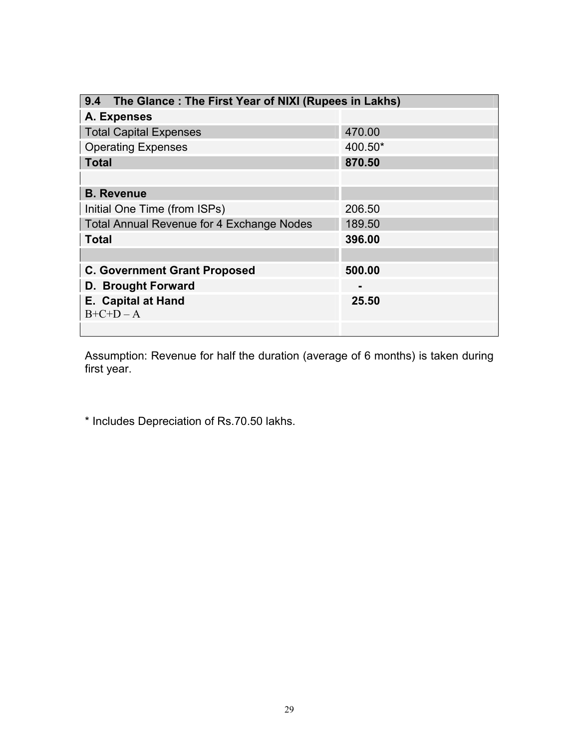| 9.4 The Glance : The First Year of NIXI (Rupees in Lakhs) | |
|---|---|
| **A. Expenses** | |
| Total Capital Expenses | 470.00 |
| Operating Expenses | 400.50* |
| **Total** | **870.50** |
| | |
| **B. Revenue** | |
| Initial One Time (from ISPs) | 206.50 |
| Total Annual Revenue for 4 Exchange Nodes | 189.50 |
| **Total** | **396.00** |
| | |
| **C. Government Grant Proposed** | **500.00** |
| **D. Brought Forward** | **-** |
| **E. Capital at Hand** B+C+D – A | **25.50** |
| | |

Assumption: Revenue for half the duration (average of 6 months) is taken during first year.

* Includes Depreciation of Rs.70.50 lakhs.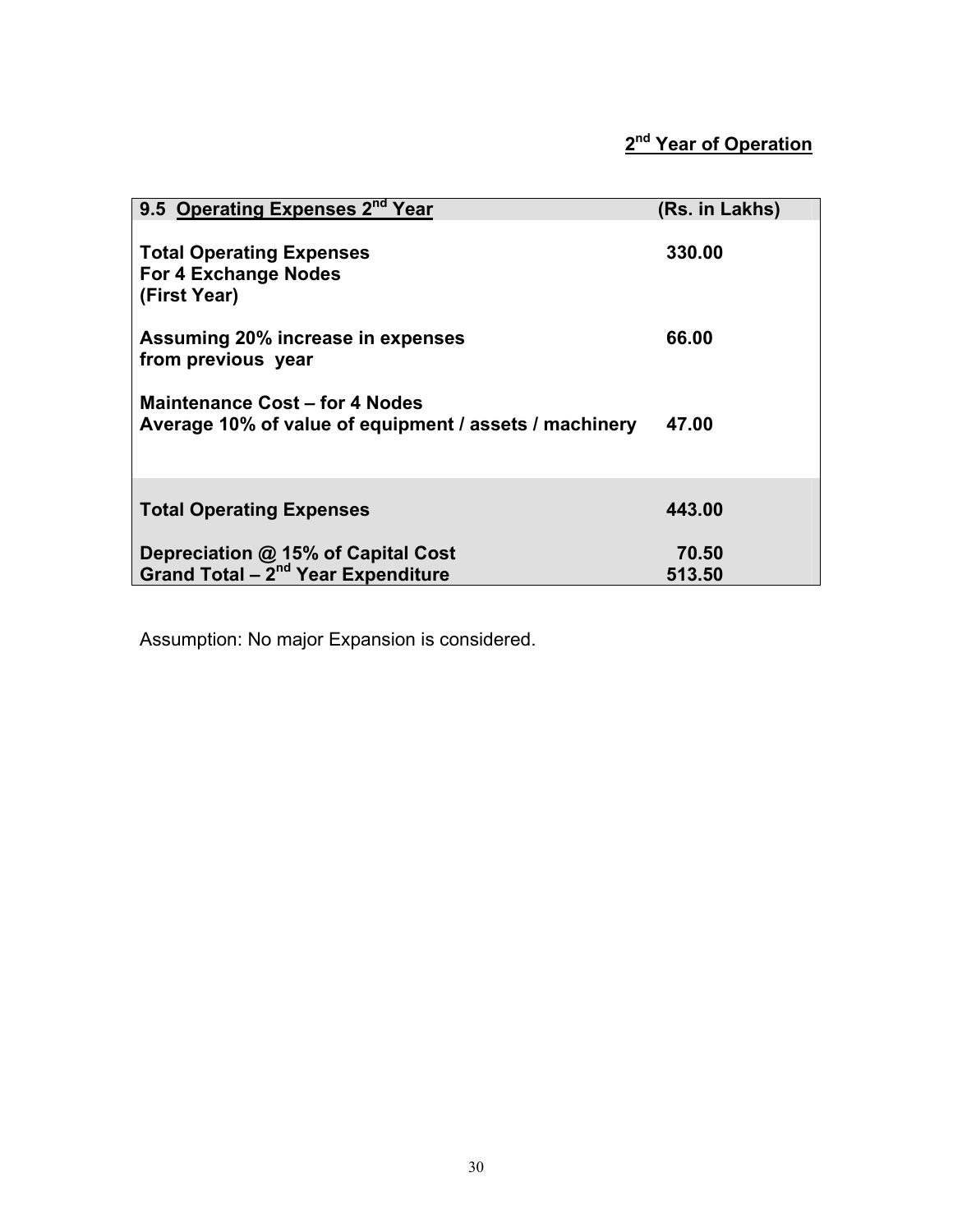**2nd Year of Operation**

| 9.5 Operating Expenses 2nd Year | (Rs. in Lakhs) |
|---|---|
| **Total Operating Expenses For 4 Exchange Nodes (First Year)** | **330.00** |
| **Assuming 20% increase in expenses from previous year** | **66.00** |
| **Maintenance Cost – for 4 Nodes Average 10% of value of equipment / assets / machinery** | **47.00** |
| **Total Operating Expenses** | **443.00** |
| **Depreciation @ 15% of Capital Cost** | **70.50** |
| **Grand Total – 2nd Year Expenditure** | **513.50** |

Assumption: No major Expansion is considered.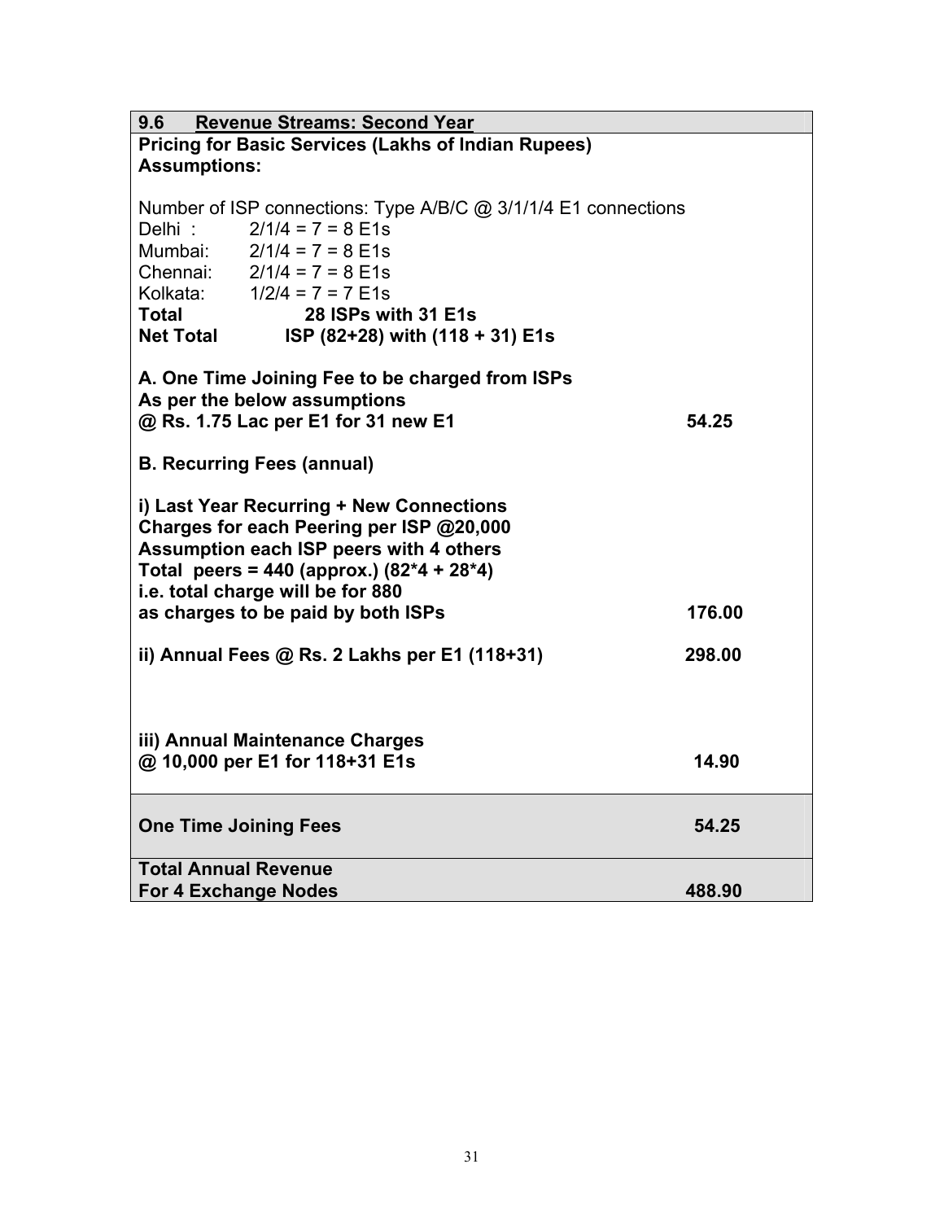### 9.6 Revenue Streams: Second Year

**Pricing for Basic Services (Lakhs of Indian Rupees)**
**Assumptions:**

Number of ISP connections: Type A/B/C @ 3/1/1/4 E1 connections

Delhi : 2/1/4 = 7 = 8 E1s
Mumbai: 2/1/4 = 7 = 8 E1s
Chennai: 2/1/4 = 7 = 8 E1s
Kolkata: 1/2/4 = 7 = 7 E1s
**Total 28 ISPs with 31 E1s**
**Net Total ISP (82+28) with (118 + 31) E1s**

| | |
|---|---|
| **A. One Time Joining Fee to be charged from ISPs As per the below assumptions @ Rs. 1.75 Lac per E1 for 31 new E1** | **54.25** |
| **B. Recurring Fees (annual)** | |
| **i) Last Year Recurring + New Connections Charges for each Peering per ISP @20,000 Assumption each ISP peers with 4 others Total peers = 440 (approx.) (82*4 + 28*4) i.e. total charge will be for 880 as charges to be paid by both ISPs** | **176.00** |
| **ii) Annual Fees @ Rs. 2 Lakhs per E1 (118+31)** | **298.00** |
| **iii) Annual Maintenance Charges @ 10,000 per E1 for 118+31 E1s** | **14.90** |
| **One Time Joining Fees** | **54.25** |
| **Total Annual Revenue For 4 Exchange Nodes** | **488.90** |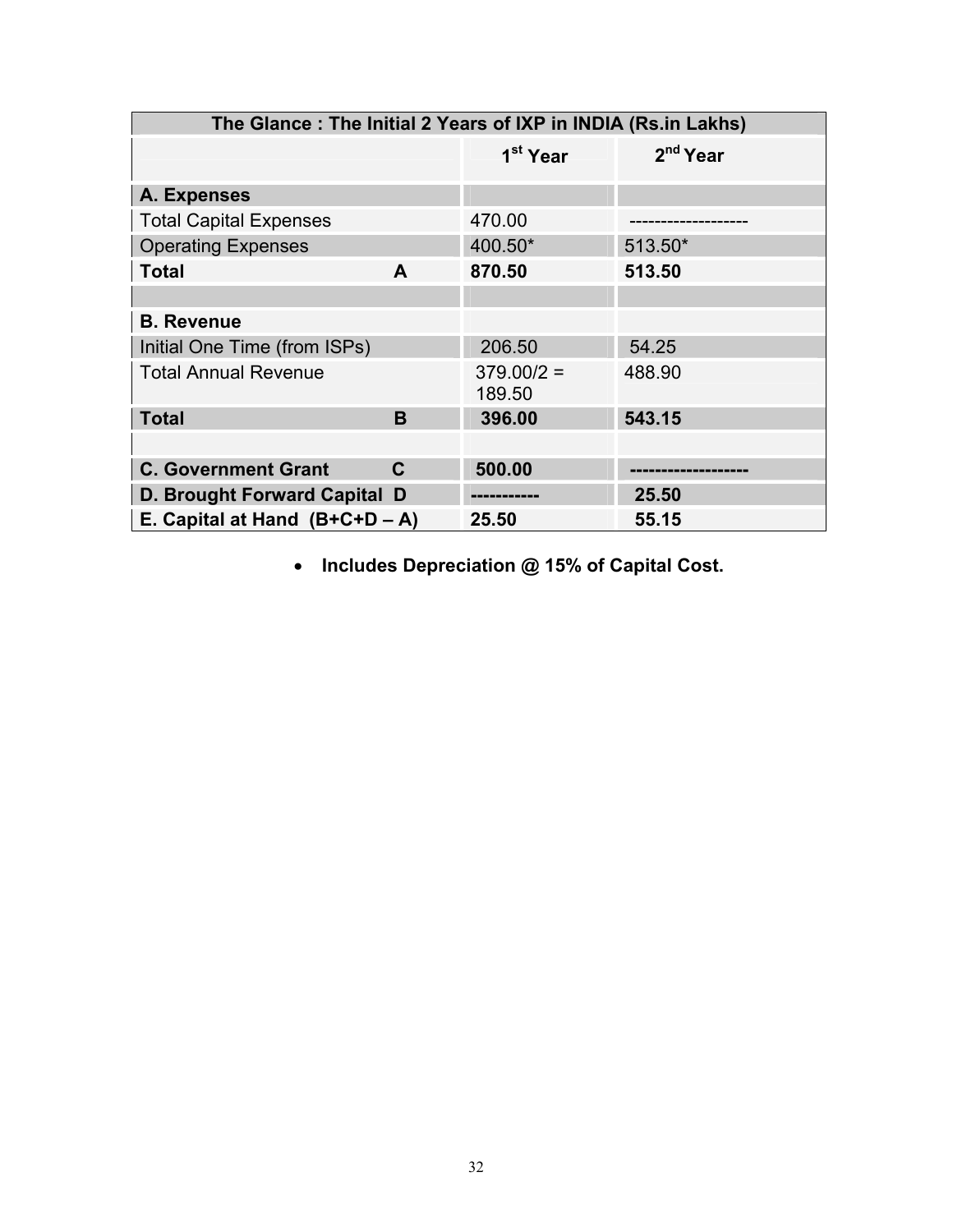| The Glance : The Initial 2 Years of IXP in INDIA (Rs.in Lakhs) | | | |
|---|---|---|---|
| | | 1st Year | 2nd Year |
| **A. Expenses** | | | |
| Total Capital Expenses | | 470.00 | ------------------- |
| Operating Expenses | | 400.50* | 513.50* |
| **Total** | **A** | **870.50** | **513.50** |
| | | | |
| **B. Revenue** | | | |
| Initial One Time (from ISPs) | | 206.50 | 54.25 |
| Total Annual Revenue | | 379.00/2 = 189.50 | 488.90 |
| **Total** | **B** | **396.00** | **543.15** |
| | | | |
| **C. Government Grant** | **C** | **500.00** | **-------------------** |
| **D. Brought Forward Capital** | **D** | **-----------** | **25.50** |
| **E. Capital at Hand (B+C+D – A)** | | **25.50** | **55.15** |

- **Includes Depreciation @ 15% of Capital Cost.**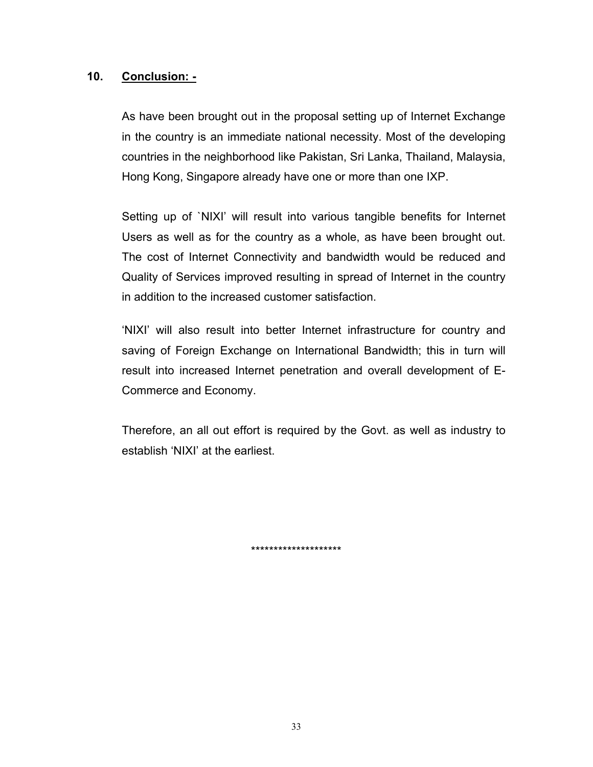## 10. Conclusion: -

As have been brought out in the proposal setting up of Internet Exchange in the country is an immediate national necessity. Most of the developing countries in the neighborhood like Pakistan, Sri Lanka, Thailand, Malaysia, Hong Kong, Singapore already have one or more than one IXP.

Setting up of `NIXI' will result into various tangible benefits for Internet Users as well as for the country as a whole, as have been brought out. The cost of Internet Connectivity and bandwidth would be reduced and Quality of Services improved resulting in spread of Internet in the country in addition to the increased customer satisfaction.

'NIXI' will also result into better Internet infrastructure for country and saving of Foreign Exchange on International Bandwidth; this in turn will result into increased Internet penetration and overall development of E-Commerce and Economy.

Therefore, an all out effort is required by the Govt. as well as industry to establish 'NIXI' at the earliest.

********************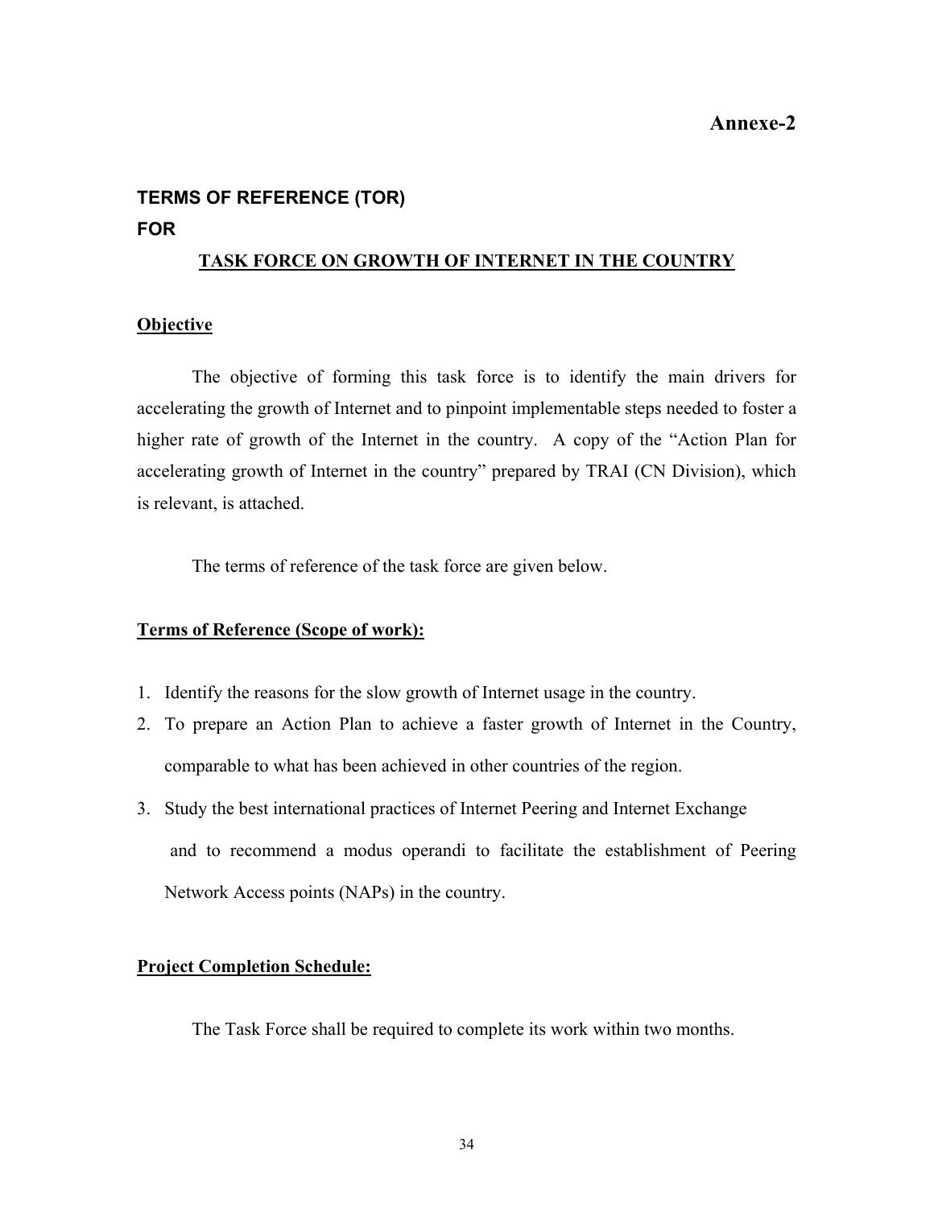**Annexe-2**

## TERMS OF REFERENCE (TOR)
## FOR
## TASK FORCE ON GROWTH OF INTERNET IN THE COUNTRY

### Objective

The objective of forming this task force is to identify the main drivers for accelerating the growth of Internet and to pinpoint implementable steps needed to foster a higher rate of growth of the Internet in the country. A copy of the "Action Plan for accelerating growth of Internet in the country" prepared by TRAI (CN Division), which is relevant, is attached.

The terms of reference of the task force are given below.

### Terms of Reference (Scope of work):

1. Identify the reasons for the slow growth of Internet usage in the country.
2. To prepare an Action Plan to achieve a faster growth of Internet in the Country, comparable to what has been achieved in other countries of the region.
3. Study the best international practices of Internet Peering and Internet Exchange and to recommend a modus operandi to facilitate the establishment of Peering Network Access points (NAPs) in the country.

### Project Completion Schedule:

The Task Force shall be required to complete its work within two months.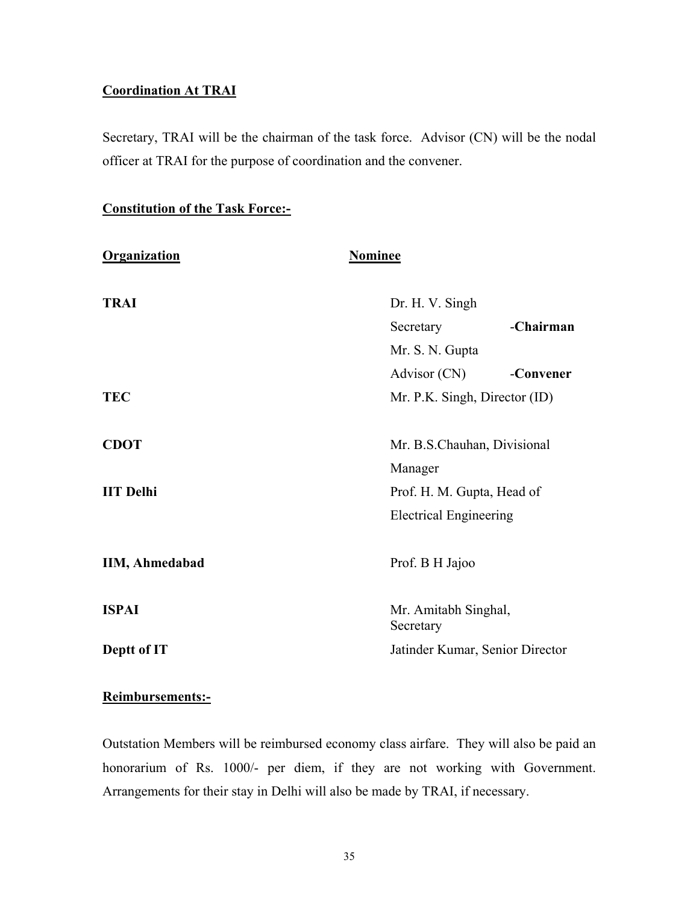**Coordination At TRAI**

Secretary, TRAI will be the chairman of the task force. Advisor (CN) will be the nodal officer at TRAI for the purpose of coordination and the convener.

**Constitution of the Task Force:-**

| **Organization** | **Nominee** |
|---|---|
| **TRAI** | Dr. H. V. Singh<br>Secretary -**Chairman**<br>Mr. S. N. Gupta<br>Advisor (CN) -**Convener** |
| **TEC** | Mr. P.K. Singh, Director (ID) |
| **CDOT** | Mr. B.S.Chauhan, Divisional Manager |
| **IIT Delhi** | Prof. H. M. Gupta, Head of Electrical Engineering |
| **IIM, Ahmedabad** | Prof. B H Jajoo |
| **ISPAI** | Mr. Amitabh Singhal, Secretary |
| **Deptt of IT** | Jatinder Kumar, Senior Director |

**Reimbursements:-**

Outstation Members will be reimbursed economy class airfare. They will also be paid an honorarium of Rs. 1000/- per diem, if they are not working with Government. Arrangements for their stay in Delhi will also be made by TRAI, if necessary.